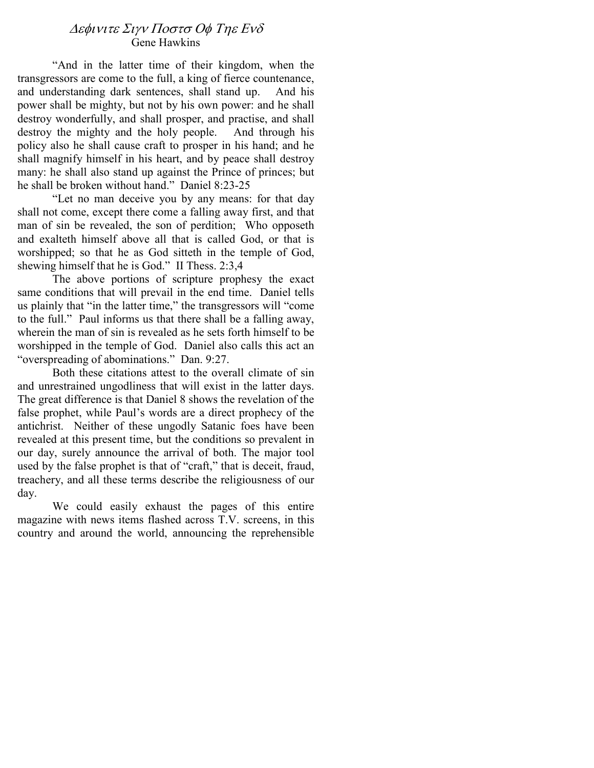# *Δεφινιτε Σιγν Ποστσ Οφ Τηε Ενδ*

Gene Hawkins

"And in the latter time of their kingdom, when the transgressors are come to the full, a king of fierce countenance, and understanding dark sentences, shall stand up. And his power shall be mighty, but not by his own power: and he shall destroy wonderfully, and shall prosper, and practise, and shall destroy the mighty and the holy people. And through his policy also he shall cause craft to prosper in his hand; and he shall magnify himself in his heart, and by peace shall destroy many: he shall also stand up against the Prince of princes; but he shall be broken without hand." Daniel 8:23-25

"Let no man deceive you by any means: for that day shall not come, except there come a falling away first, and that man of sin be revealed, the son of perdition; Who opposeth and exalteth himself above all that is called God, or that is worshipped; so that he as God sitteth in the temple of God, shewing himself that he is God." II Thess. 2:3,4

The above portions of scripture prophesy the exact same conditions that will prevail in the end time. Daniel tells us plainly that "in the latter time," the transgressors will "come to the full." Paul informs us that there shall be a falling away, wherein the man of sin is revealed as he sets forth himself to be worshipped in the temple of God. Daniel also calls this act an "overspreading of abominations." Dan. 9:27.

Both these citations attest to the overall climate of sin and unrestrained ungodliness that will exist in the latter days. The great difference is that Daniel 8 shows the revelation of the false prophet, while Paul's words are a direct prophecy of the antichrist. Neither of these ungodly Satanic foes have been revealed at this present time, but the conditions so prevalent in our day, surely announce the arrival of both. The major tool used by the false prophet is that of "craft," that is deceit, fraud, treachery, and all these terms describe the religiousness of our day.

We could easily exhaust the pages of this entire magazine with news items flashed across T.V. screens, in this country and around the world, announcing the reprehensible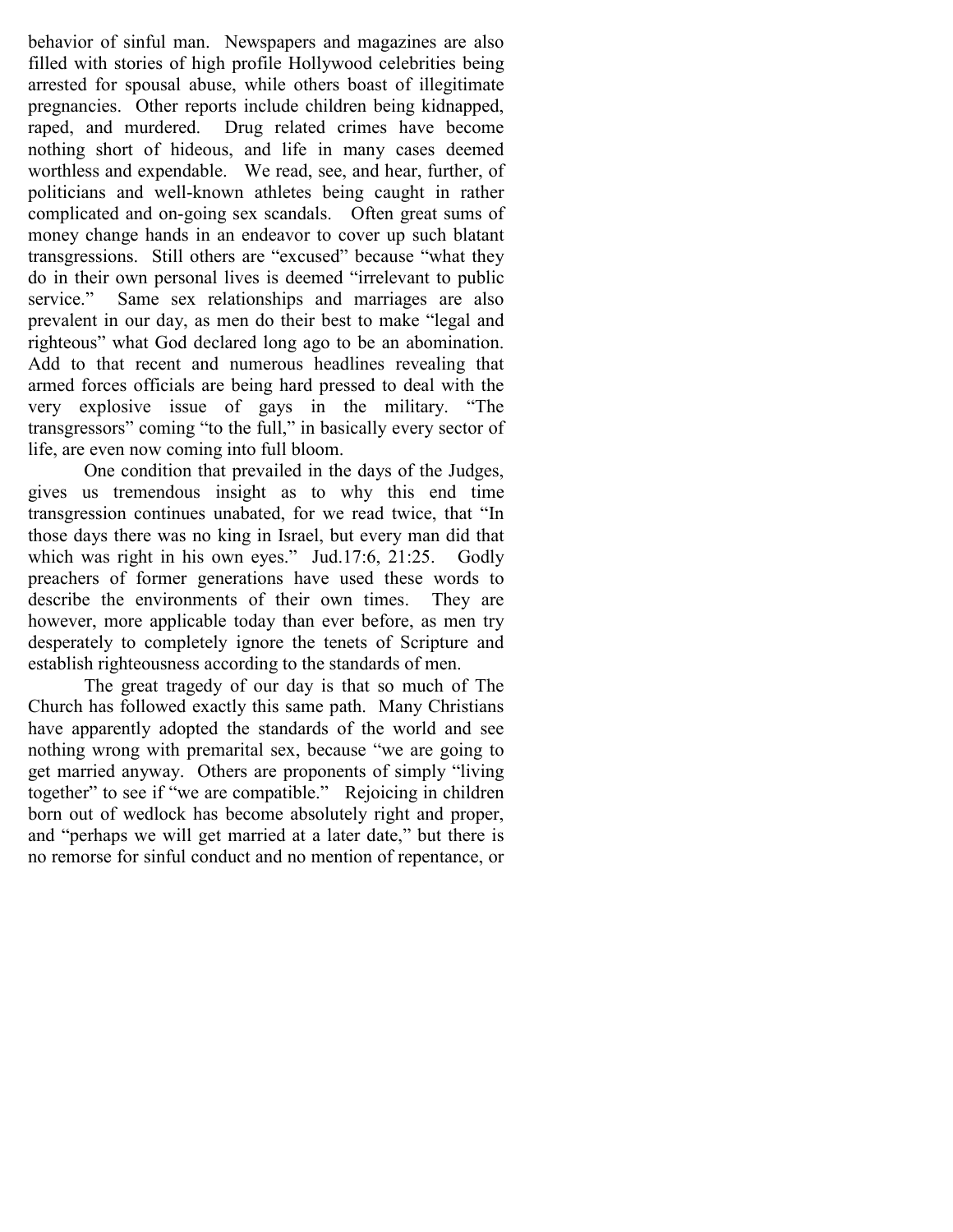behavior of sinful man. Newspapers and magazines are also filled with stories of high profile Hollywood celebrities being arrested for spousal abuse, while others boast of illegitimate pregnancies. Other reports include children being kidnapped, raped, and murdered. Drug related crimes have become nothing short of hideous, and life in many cases deemed worthless and expendable. We read, see, and hear, further, of politicians and well-known athletes being caught in rather complicated and on-going sex scandals. Often great sums of money change hands in an endeavor to cover up such blatant transgressions. Still others are "excused" because "what they do in their own personal lives is deemed "irrelevant to public service." Same sex relationships and marriages are also prevalent in our day, as men do their best to make "legal and righteous" what God declared long ago to be an abomination. Add to that recent and numerous headlines revealing that armed forces officials are being hard pressed to deal with the very explosive issue of gays in the military. "The transgressors" coming "to the full," in basically every sector of life, are even now coming into full bloom.

One condition that prevailed in the days of the Judges, gives us tremendous insight as to why this end time transgression continues unabated, for we read twice, that "In those days there was no king in Israel, but every man did that which was right in his own eyes." Jud.17:6, 21:25. Godly preachers of former generations have used these words to describe the environments of their own times. They are however, more applicable today than ever before, as men try desperately to completely ignore the tenets of Scripture and establish righteousness according to the standards of men.

The great tragedy of our day is that so much of The Church has followed exactly this same path. Many Christians have apparently adopted the standards of the world and see nothing wrong with premarital sex, because "we are going to get married anyway. Others are proponents of simply "living together" to see if "we are compatible." Rejoicing in children born out of wedlock has become absolutely right and proper, and "perhaps we will get married at a later date," but there is no remorse for sinful conduct and no mention of repentance, or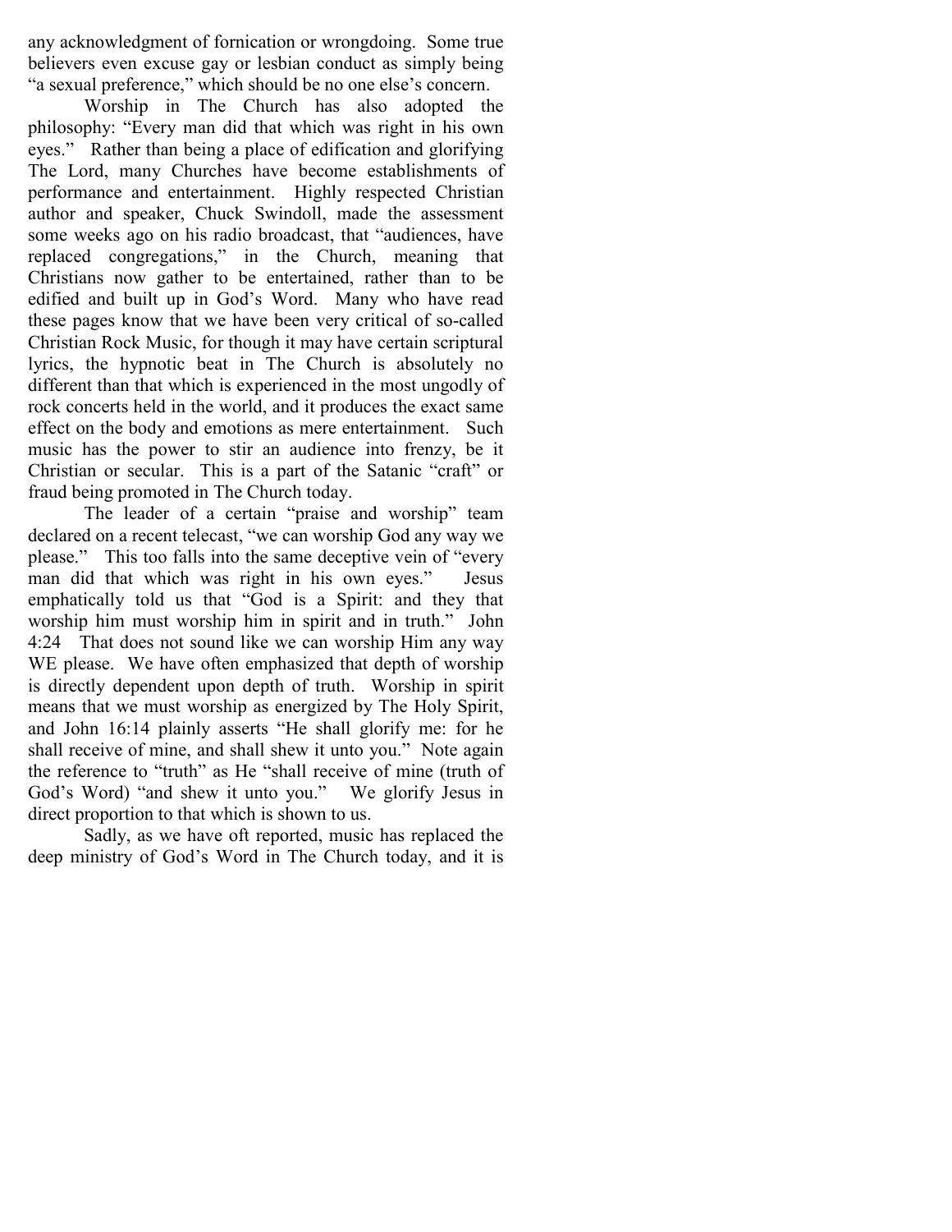any acknowledgment of fornication or wrongdoing. Some true believers even excuse gay or lesbian conduct as simply being "a sexual preference," which should be no one else's concern.

Worship in The Church has also adopted the philosophy: "Every man did that which was right in his own eyes." Rather than being a place of edification and glorifying The Lord, many Churches have become establishments of performance and entertainment. Highly respected Christian author and speaker, Chuck Swindoll, made the assessment some weeks ago on his radio broadcast, that "audiences, have replaced congregations," in the Church, meaning that Christians now gather to be entertained, rather than to be edified and built up in God's Word. Many who have read these pages know that we have been very critical of so-called Christian Rock Music, for though it may have certain scriptural lyrics, the hypnotic beat in The Church is absolutely no different than that which is experienced in the most ungodly of rock concerts held in the world, and it produces the exact same effect on the body and emotions as mere entertainment. Such music has the power to stir an audience into frenzy, be it Christian or secular. This is a part of the Satanic "craft" or fraud being promoted in The Church today.

The leader of a certain "praise and worship" team declared on a recent telecast, "we can worship God any way we please." This too falls into the same deceptive vein of "every man did that which was right in his own eyes." Jesus emphatically told us that "God is a Spirit: and they that worship him must worship him in spirit and in truth." John 4:24 That does not sound like we can worship Him any way WE please. We have often emphasized that depth of worship is directly dependent upon depth of truth. Worship in spirit means that we must worship as energized by The Holy Spirit, and John 16:14 plainly asserts "He shall glorify me: for he shall receive of mine, and shall shew it unto you." Note again the reference to "truth" as He "shall receive of mine (truth of God's Word) "and shew it unto you." We glorify Jesus in direct proportion to that which is shown to us.

Sadly, as we have oft reported, music has replaced the deep ministry of God's Word in The Church today, and it is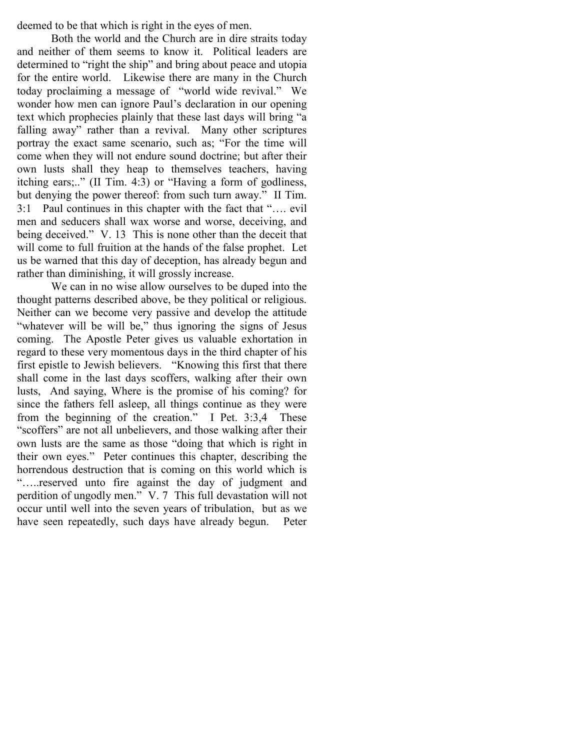deemed to be that which is right in the eyes of men.

Both the world and the Church are in dire straits today and neither of them seems to know it. Political leaders are determined to "right the ship" and bring about peace and utopia for the entire world. Likewise there are many in the Church today proclaiming a message of "world wide revival." We wonder how men can ignore Paul's declaration in our opening text which prophecies plainly that these last days will bring "a falling away" rather than a revival. Many other scriptures portray the exact same scenario, such as; "For the time will come when they will not endure sound doctrine; but after their own lusts shall they heap to themselves teachers, having itching ears;.." (II Tim. 4:3) or "Having a form of godliness, but denying the power thereof: from such turn away." II Tim. 3:1 Paul continues in this chapter with the fact that "…. evil men and seducers shall wax worse and worse, deceiving, and being deceived." V. 13 This is none other than the deceit that will come to full fruition at the hands of the false prophet. Let us be warned that this day of deception, has already begun and rather than diminishing, it will grossly increase.

We can in no wise allow ourselves to be duped into the thought patterns described above, be they political or religious. Neither can we become very passive and develop the attitude "whatever will be will be," thus ignoring the signs of Jesus coming. The Apostle Peter gives us valuable exhortation in regard to these very momentous days in the third chapter of his first epistle to Jewish believers. "Knowing this first that there shall come in the last days scoffers, walking after their own lusts, And saying, Where is the promise of his coming? for since the fathers fell asleep, all things continue as they were from the beginning of the creation." I Pet. 3:3,4 These "scoffers" are not all unbelievers, and those walking after their own lusts are the same as those "doing that which is right in their own eyes." Peter continues this chapter, describing the horrendous destruction that is coming on this world which is "…..reserved unto fire against the day of judgment and perdition of ungodly men." V. 7 This full devastation will not occur until well into the seven years of tribulation, but as we have seen repeatedly, such days have already begun. Peter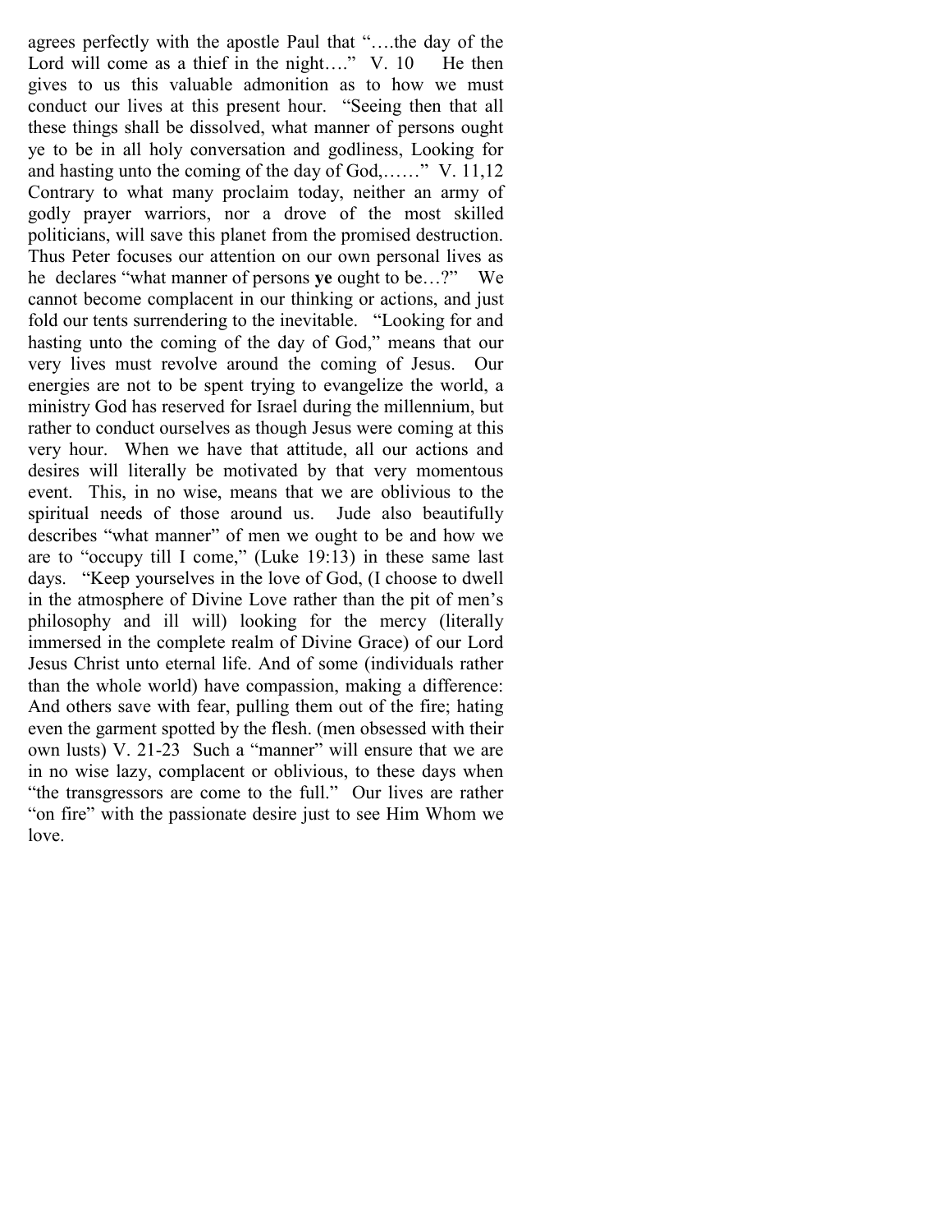agrees perfectly with the apostle Paul that "….the day of the Lord will come as a thief in the night…." V. 10 He then gives to us this valuable admonition as to how we must conduct our lives at this present hour. "Seeing then that all these things shall be dissolved, what manner of persons ought ye to be in all holy conversation and godliness, Looking for and hasting unto the coming of the day of God,……" V. 11,12 Contrary to what many proclaim today, neither an army of godly prayer warriors, nor a drove of the most skilled politicians, will save this planet from the promised destruction. Thus Peter focuses our attention on our own personal lives as he declares "what manner of persons **ye** ought to be…?" We cannot become complacent in our thinking or actions, and just fold our tents surrendering to the inevitable. "Looking for and hasting unto the coming of the day of God," means that our very lives must revolve around the coming of Jesus. Our energies are not to be spent trying to evangelize the world, a ministry God has reserved for Israel during the millennium, but rather to conduct ourselves as though Jesus were coming at this very hour. When we have that attitude, all our actions and desires will literally be motivated by that very momentous event. This, in no wise, means that we are oblivious to the spiritual needs of those around us. Jude also beautifully describes "what manner" of men we ought to be and how we are to "occupy till I come," (Luke 19:13) in these same last days. "Keep yourselves in the love of God, (I choose to dwell in the atmosphere of Divine Love rather than the pit of men's philosophy and ill will) looking for the mercy (literally immersed in the complete realm of Divine Grace) of our Lord Jesus Christ unto eternal life. And of some (individuals rather than the whole world) have compassion, making a difference: And others save with fear, pulling them out of the fire; hating even the garment spotted by the flesh. (men obsessed with their own lusts) V. 21-23 Such a "manner" will ensure that we are in no wise lazy, complacent or oblivious, to these days when "the transgressors are come to the full." Our lives are rather "on fire" with the passionate desire just to see Him Whom we love.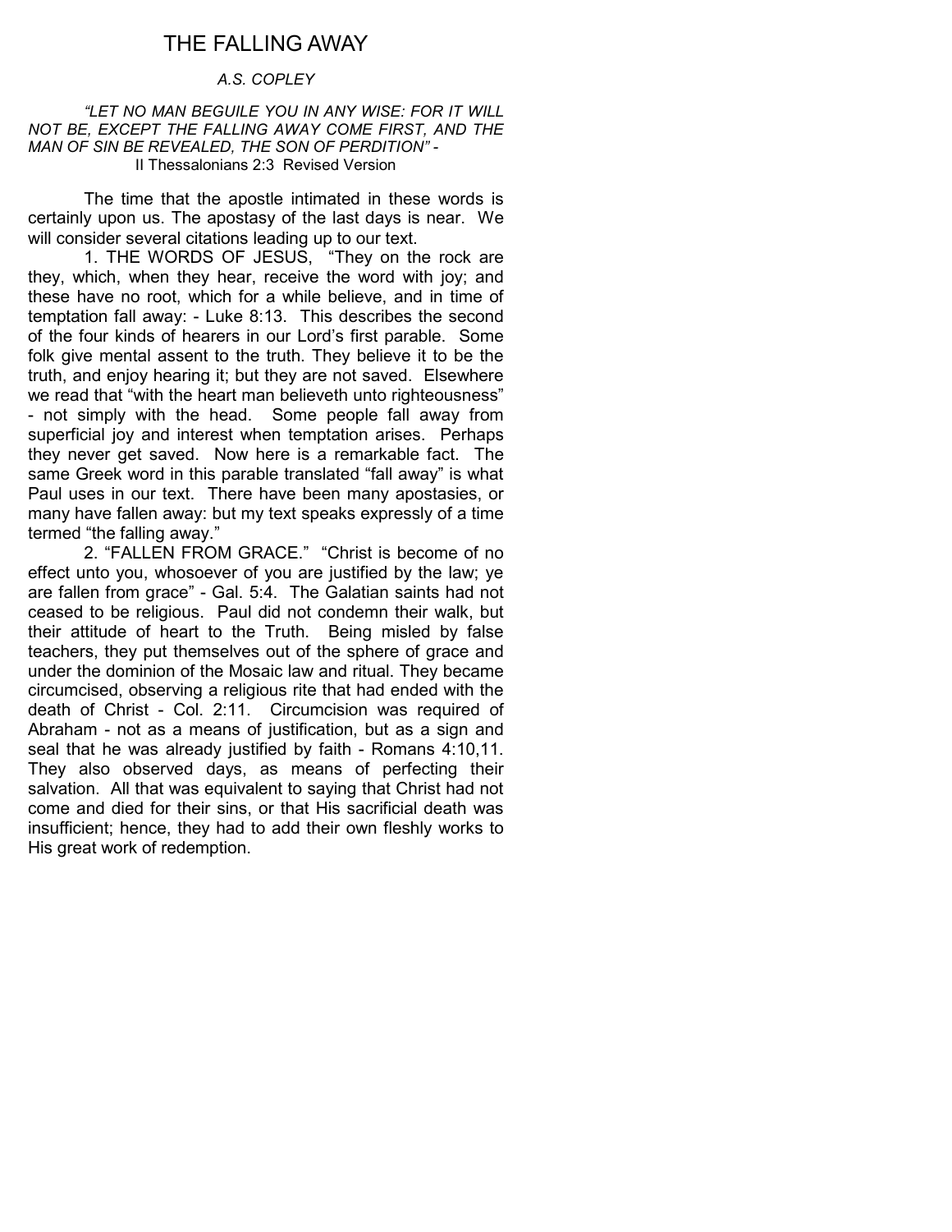# THE FALLING AWAY

*A.S. COPLEY*

*"LET NO MAN BEGUILE YOU IN ANY WISE: FOR IT WILL NOT BE, EXCEPT THE FALLING AWAY COME FIRST, AND THE MAN OF SIN BE REVEALED, THE SON OF PERDITION"* - II Thessalonians 2:3 Revised Version

The time that the apostle intimated in these words is certainly upon us. The apostasy of the last days is near. We will consider several citations leading up to our text.

1. THE WORDS OF JESUS, "They on the rock are they, which, when they hear, receive the word with joy; and these have no root, which for a while believe, and in time of temptation fall away: - Luke 8:13. This describes the second of the four kinds of hearers in our Lord's first parable. Some folk give mental assent to the truth. They believe it to be the truth, and enjoy hearing it; but they are not saved. Elsewhere we read that "with the heart man believeth unto righteousness" - not simply with the head. Some people fall away from superficial joy and interest when temptation arises. Perhaps they never get saved. Now here is a remarkable fact. The same Greek word in this parable translated "fall away" is what Paul uses in our text. There have been many apostasies, or many have fallen away: but my text speaks expressly of a time termed "the falling away."

2. "FALLEN FROM GRACE." "Christ is become of no effect unto you, whosoever of you are justified by the law; ye are fallen from grace" - Gal. 5:4. The Galatian saints had not ceased to be religious. Paul did not condemn their walk, but their attitude of heart to the Truth. Being misled by false teachers, they put themselves out of the sphere of grace and under the dominion of the Mosaic law and ritual. They became circumcised, observing a religious rite that had ended with the death of Christ - Col. 2:11. Circumcision was required of Abraham - not as a means of justification, but as a sign and seal that he was already justified by faith - Romans 4:10,11. They also observed days, as means of perfecting their salvation. All that was equivalent to saying that Christ had not come and died for their sins, or that His sacrificial death was insufficient; hence, they had to add their own fleshly works to His great work of redemption.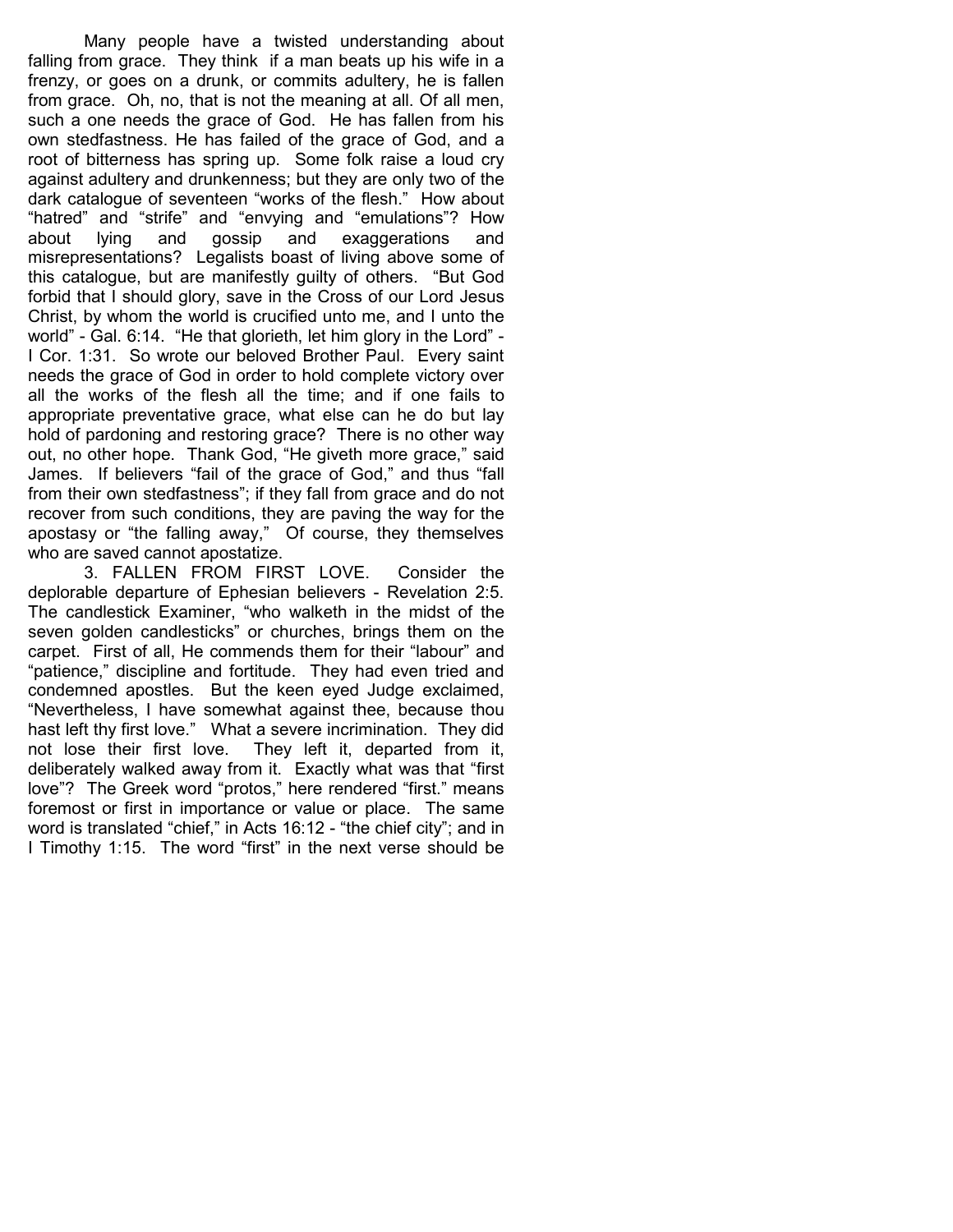Many people have a twisted understanding about falling from grace. They think if a man beats up his wife in a frenzy, or goes on a drunk, or commits adultery, he is fallen from grace. Oh, no, that is not the meaning at all. Of all men, such a one needs the grace of God. He has fallen from his own stedfastness. He has failed of the grace of God, and a root of bitterness has spring up. Some folk raise a loud cry against adultery and drunkenness; but they are only two of the dark catalogue of seventeen "works of the flesh." How about "hatred" and "strife" and "envying and "emulations"? How about lying and gossip and exaggerations and misrepresentations? Legalists boast of living above some of this catalogue, but are manifestly guilty of others. "But God forbid that I should glory, save in the Cross of our Lord Jesus Christ, by whom the world is crucified unto me, and I unto the world" - Gal. 6:14. "He that glorieth, let him glory in the Lord" - I Cor. 1:31. So wrote our beloved Brother Paul. Every saint needs the grace of God in order to hold complete victory over all the works of the flesh all the time; and if one fails to appropriate preventative grace, what else can he do but lay hold of pardoning and restoring grace? There is no other way out, no other hope. Thank God, "He giveth more grace," said James. If believers "fail of the grace of God," and thus "fall from their own stedfastness"; if they fall from grace and do not recover from such conditions, they are paving the way for the apostasy or "the falling away," Of course, they themselves who are saved cannot apostatize.

3. FALLEN FROM FIRST LOVE. Consider the deplorable departure of Ephesian believers - Revelation 2:5. The candlestick Examiner, "who walketh in the midst of the seven golden candlesticks" or churches, brings them on the carpet. First of all, He commends them for their "labour" and "patience," discipline and fortitude. They had even tried and condemned apostles. But the keen eyed Judge exclaimed, "Nevertheless, I have somewhat against thee, because thou hast left thy first love." What a severe incrimination. They did not lose their first love. They left it, departed from it, deliberately walked away from it. Exactly what was that "first love"? The Greek word "protos," here rendered "first." means foremost or first in importance or value or place. The same word is translated "chief," in Acts 16:12 - "the chief city"; and in I Timothy 1:15. The word "first" in the next verse should be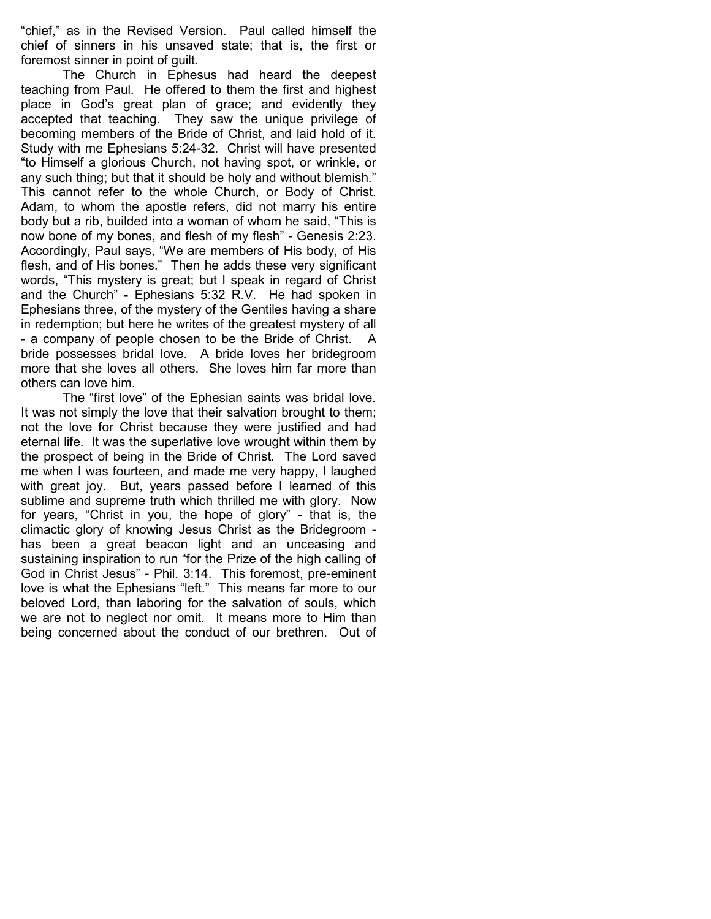"chief," as in the Revised Version. Paul called himself the chief of sinners in his unsaved state; that is, the first or foremost sinner in point of guilt.

The Church in Ephesus had heard the deepest teaching from Paul. He offered to them the first and highest place in God's great plan of grace; and evidently they accepted that teaching. They saw the unique privilege of becoming members of the Bride of Christ, and laid hold of it. Study with me Ephesians 5:24-32. Christ will have presented "to Himself a glorious Church, not having spot, or wrinkle, or any such thing; but that it should be holy and without blemish." This cannot refer to the whole Church, or Body of Christ. Adam, to whom the apostle refers, did not marry his entire body but a rib, builded into a woman of whom he said, "This is now bone of my bones, and flesh of my flesh" - Genesis 2:23. Accordingly, Paul says, "We are members of His body, of His flesh, and of His bones." Then he adds these very significant words, "This mystery is great; but I speak in regard of Christ and the Church" - Ephesians 5:32 R.V. He had spoken in Ephesians three, of the mystery of the Gentiles having a share in redemption; but here he writes of the greatest mystery of all - a company of people chosen to be the Bride of Christ. A bride possesses bridal love. A bride loves her bridegroom more that she loves all others. She loves him far more than others can love him.

The "first love" of the Ephesian saints was bridal love. It was not simply the love that their salvation brought to them; not the love for Christ because they were justified and had eternal life. It was the superlative love wrought within them by the prospect of being in the Bride of Christ. The Lord saved me when I was fourteen, and made me very happy, I laughed with great joy. But, years passed before I learned of this sublime and supreme truth which thrilled me with glory. Now for years, "Christ in you, the hope of glory" - that is, the climactic glory of knowing Jesus Christ as the Bridegroom - has been a great beacon light and an unceasing and sustaining inspiration to run "for the Prize of the high calling of God in Christ Jesus" - Phil. 3:14. This foremost, pre-eminent love is what the Ephesians "left." This means far more to our beloved Lord, than laboring for the salvation of souls, which we are not to neglect nor omit. It means more to Him than being concerned about the conduct of our brethren. Out of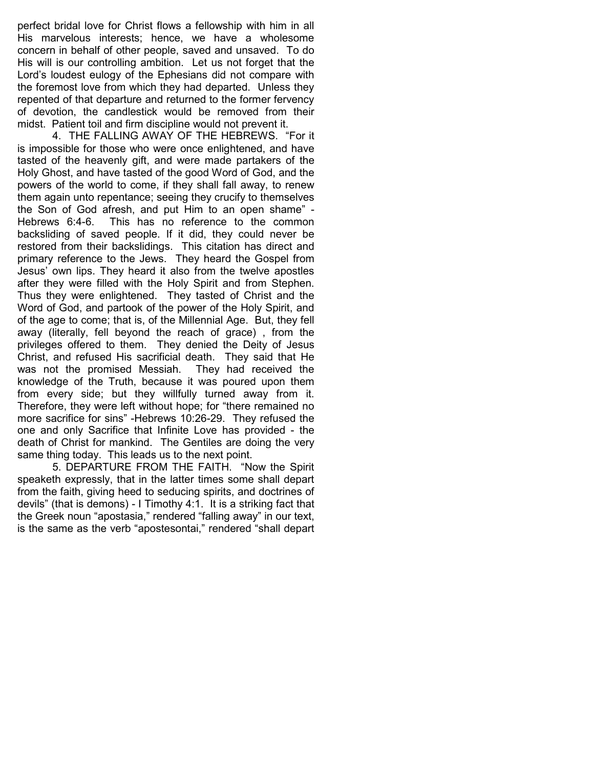perfect bridal love for Christ flows a fellowship with him in all His marvelous interests; hence, we have a wholesome concern in behalf of other people, saved and unsaved. To do His will is our controlling ambition. Let us not forget that the Lord's loudest eulogy of the Ephesians did not compare with the foremost love from which they had departed. Unless they repented of that departure and returned to the former fervency of devotion, the candlestick would be removed from their midst. Patient toil and firm discipline would not prevent it.

4. THE FALLING AWAY OF THE HEBREWS. "For it is impossible for those who were once enlightened, and have tasted of the heavenly gift, and were made partakers of the Holy Ghost, and have tasted of the good Word of God, and the powers of the world to come, if they shall fall away, to renew them again unto repentance; seeing they crucify to themselves the Son of God afresh, and put Him to an open shame" - Hebrews 6:4-6. This has no reference to the common backsliding of saved people. If it did, they could never be restored from their backslidings. This citation has direct and primary reference to the Jews. They heard the Gospel from Jesus' own lips. They heard it also from the twelve apostles after they were filled with the Holy Spirit and from Stephen. Thus they were enlightened. They tasted of Christ and the Word of God, and partook of the power of the Holy Spirit, and of the age to come; that is, of the Millennial Age. But, they fell away (literally, fell beyond the reach of grace) , from the privileges offered to them. They denied the Deity of Jesus Christ, and refused His sacrificial death. They said that He was not the promised Messiah. They had received the knowledge of the Truth, because it was poured upon them from every side; but they willfully turned away from it. Therefore, they were left without hope; for "there remained no more sacrifice for sins" -Hebrews 10:26-29. They refused the one and only Sacrifice that Infinite Love has provided - the death of Christ for mankind. The Gentiles are doing the very same thing today. This leads us to the next point.

5. DEPARTURE FROM THE FAITH. "Now the Spirit speaketh expressly, that in the latter times some shall depart from the faith, giving heed to seducing spirits, and doctrines of devils" (that is demons) - I Timothy 4:1. It is a striking fact that the Greek noun "apostasia," rendered "falling away" in our text, is the same as the verb "apostesontai," rendered "shall depart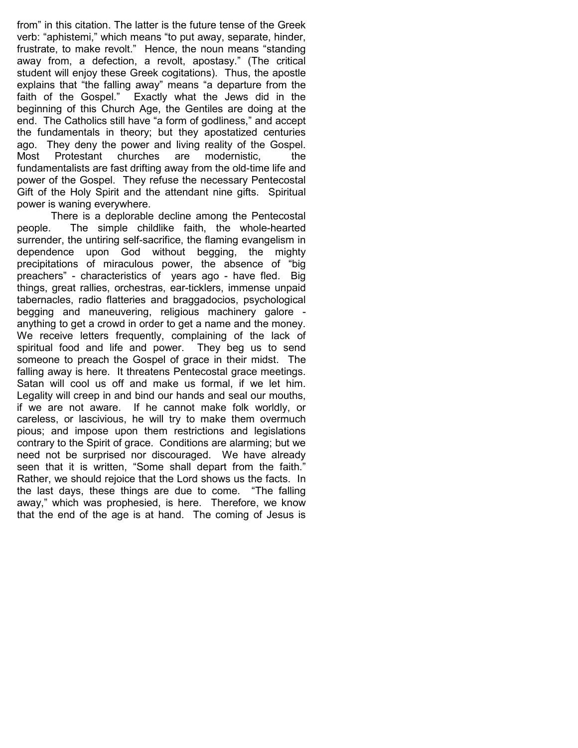from" in this citation. The latter is the future tense of the Greek verb: "aphistemi," which means "to put away, separate, hinder, frustrate, to make revolt." Hence, the noun means "standing away from, a defection, a revolt, apostasy." (The critical student will enjoy these Greek cogitations). Thus, the apostle explains that "the falling away" means "a departure from the faith of the Gospel." Exactly what the Jews did in the beginning of this Church Age, the Gentiles are doing at the end. The Catholics still have "a form of godliness," and accept the fundamentals in theory; but they apostatized centuries ago. They deny the power and living reality of the Gospel. Most Protestant churches are modernistic, the fundamentalists are fast drifting away from the old-time life and power of the Gospel. They refuse the necessary Pentecostal Gift of the Holy Spirit and the attendant nine gifts. Spiritual power is waning everywhere.

There is a deplorable decline among the Pentecostal people. The simple childlike faith, the whole-hearted surrender, the untiring self-sacrifice, the flaming evangelism in dependence upon God without begging, the mighty precipitations of miraculous power, the absence of "big preachers" - characteristics of years ago - have fled. Big things, great rallies, orchestras, ear-ticklers, immense unpaid tabernacles, radio flatteries and braggadocios, psychological begging and maneuvering, religious machinery galore - anything to get a crowd in order to get a name and the money. We receive letters frequently, complaining of the lack of spiritual food and life and power. They beg us to send someone to preach the Gospel of grace in their midst. The falling away is here. It threatens Pentecostal grace meetings. Satan will cool us off and make us formal, if we let him. Legality will creep in and bind our hands and seal our mouths, if we are not aware. If he cannot make folk worldly, or careless, or lascivious, he will try to make them overmuch pious; and impose upon them restrictions and legislations contrary to the Spirit of grace. Conditions are alarming; but we need not be surprised nor discouraged. We have already seen that it is written, "Some shall depart from the faith." Rather, we should rejoice that the Lord shows us the facts. In the last days, these things are due to come. "The falling away," which was prophesied, is here. Therefore, we know that the end of the age is at hand. The coming of Jesus is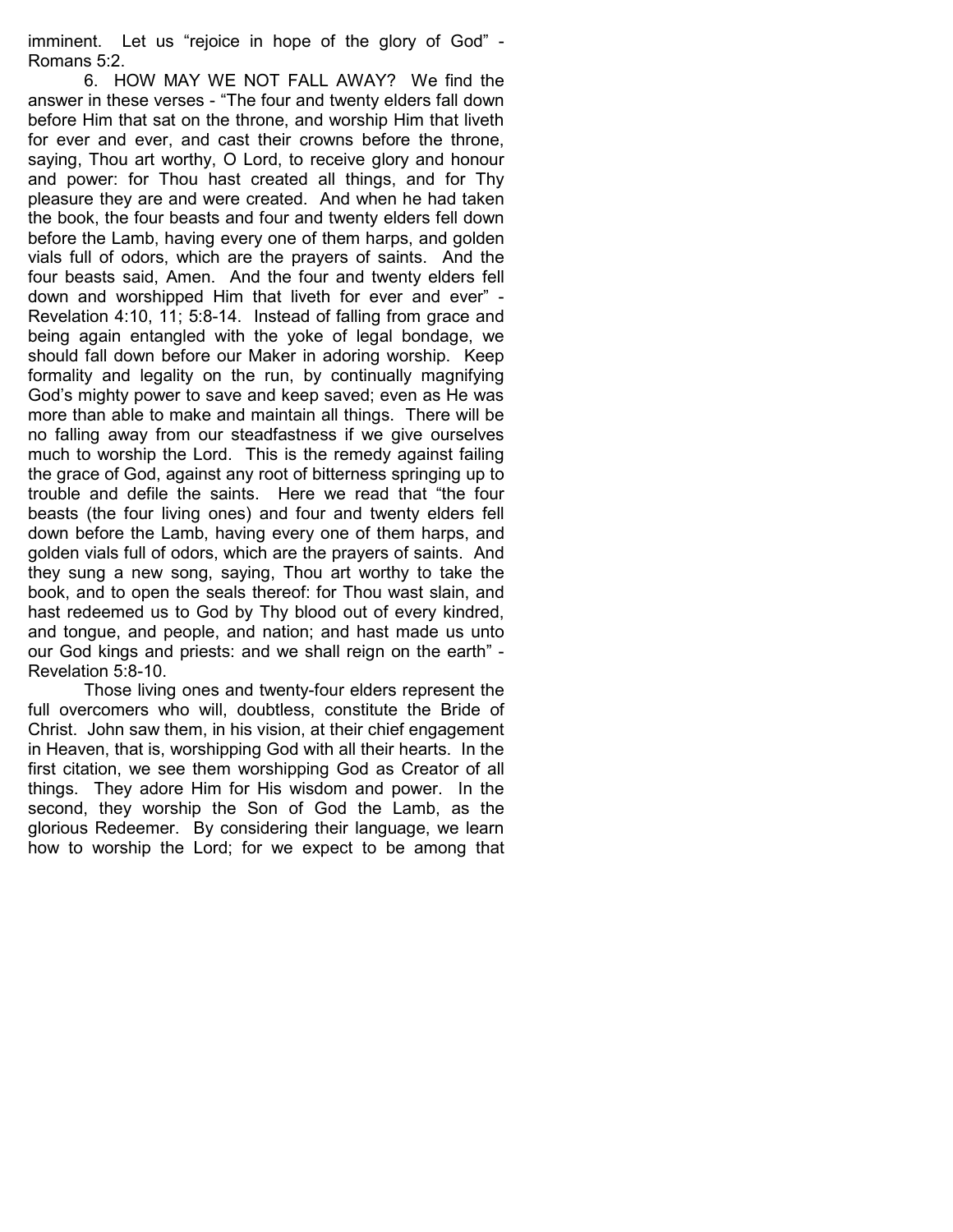imminent. Let us "rejoice in hope of the glory of God" - Romans 5:2.

6. HOW MAY WE NOT FALL AWAY? We find the answer in these verses - "The four and twenty elders fall down before Him that sat on the throne, and worship Him that liveth for ever and ever, and cast their crowns before the throne, saying, Thou art worthy, O Lord, to receive glory and honour and power: for Thou hast created all things, and for Thy pleasure they are and were created. And when he had taken the book, the four beasts and four and twenty elders fell down before the Lamb, having every one of them harps, and golden vials full of odors, which are the prayers of saints. And the four beasts said, Amen. And the four and twenty elders fell down and worshipped Him that liveth for ever and ever" - Revelation 4:10, 11; 5:8-14. Instead of falling from grace and being again entangled with the yoke of legal bondage, we should fall down before our Maker in adoring worship. Keep formality and legality on the run, by continually magnifying God's mighty power to save and keep saved; even as He was more than able to make and maintain all things. There will be no falling away from our steadfastness if we give ourselves much to worship the Lord. This is the remedy against failing the grace of God, against any root of bitterness springing up to trouble and defile the saints. Here we read that "the four beasts (the four living ones) and four and twenty elders fell down before the Lamb, having every one of them harps, and golden vials full of odors, which are the prayers of saints. And they sung a new song, saying, Thou art worthy to take the book, and to open the seals thereof: for Thou wast slain, and hast redeemed us to God by Thy blood out of every kindred, and tongue, and people, and nation; and hast made us unto our God kings and priests: and we shall reign on the earth" - Revelation 5:8-10.

Those living ones and twenty-four elders represent the full overcomers who will, doubtless, constitute the Bride of Christ. John saw them, in his vision, at their chief engagement in Heaven, that is, worshipping God with all their hearts. In the first citation, we see them worshipping God as Creator of all things. They adore Him for His wisdom and power. In the second, they worship the Son of God the Lamb, as the glorious Redeemer. By considering their language, we learn how to worship the Lord; for we expect to be among that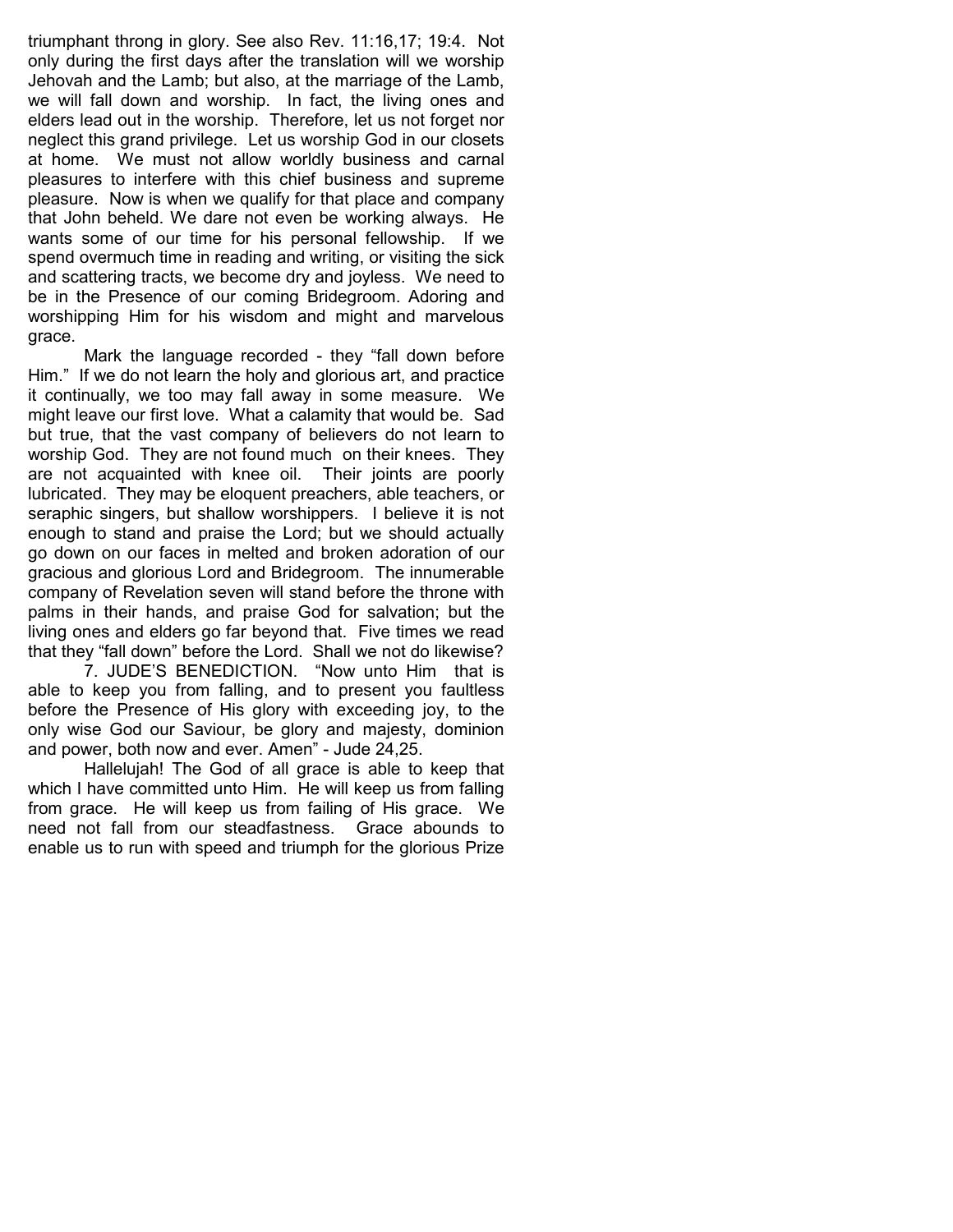triumphant throng in glory. See also Rev. 11:16,17; 19:4. Not only during the first days after the translation will we worship Jehovah and the Lamb; but also, at the marriage of the Lamb, we will fall down and worship. In fact, the living ones and elders lead out in the worship. Therefore, let us not forget nor neglect this grand privilege. Let us worship God in our closets at home. We must not allow worldly business and carnal pleasures to interfere with this chief business and supreme pleasure. Now is when we qualify for that place and company that John beheld. We dare not even be working always. He wants some of our time for his personal fellowship. If we spend overmuch time in reading and writing, or visiting the sick and scattering tracts, we become dry and joyless. We need to be in the Presence of our coming Bridegroom. Adoring and worshipping Him for his wisdom and might and marvelous grace.

Mark the language recorded - they "fall down before Him." If we do not learn the holy and glorious art, and practice it continually, we too may fall away in some measure. We might leave our first love. What a calamity that would be. Sad but true, that the vast company of believers do not learn to worship God. They are not found much on their knees. They are not acquainted with knee oil. Their joints are poorly lubricated. They may be eloquent preachers, able teachers, or seraphic singers, but shallow worshippers. I believe it is not enough to stand and praise the Lord; but we should actually go down on our faces in melted and broken adoration of our gracious and glorious Lord and Bridegroom. The innumerable company of Revelation seven will stand before the throne with palms in their hands, and praise God for salvation; but the living ones and elders go far beyond that. Five times we read that they "fall down" before the Lord. Shall we not do likewise?

7. JUDE'S BENEDICTION. "Now unto Him that is able to keep you from falling, and to present you faultless before the Presence of His glory with exceeding joy, to the only wise God our Saviour, be glory and majesty, dominion and power, both now and ever. Amen" - Jude 24,25.

Hallelujah! The God of all grace is able to keep that which I have committed unto Him. He will keep us from falling from grace. He will keep us from failing of His grace. We need not fall from our steadfastness. Grace abounds to enable us to run with speed and triumph for the glorious Prize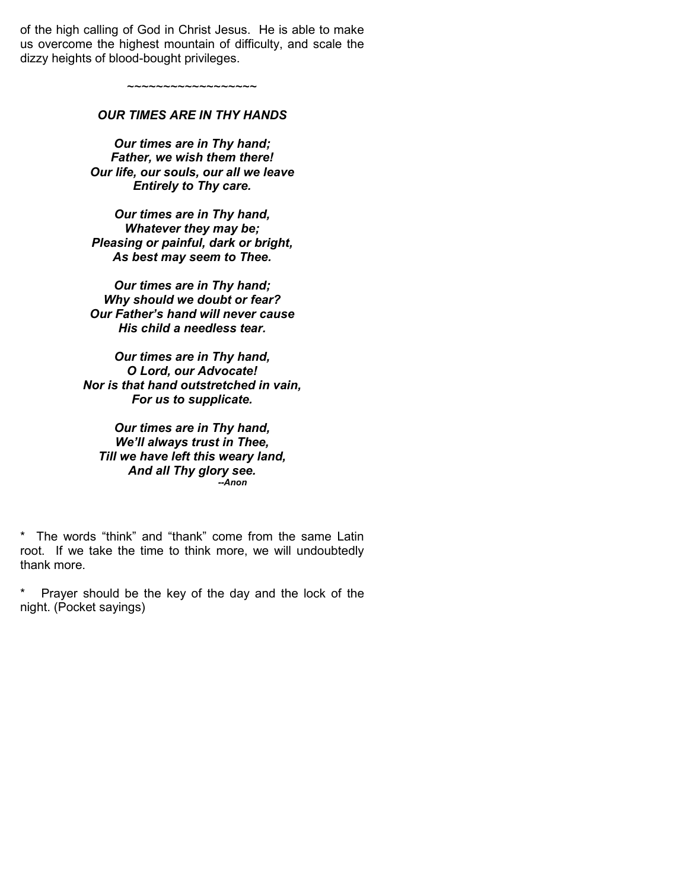of the high calling of God in Christ Jesus. He is able to make us overcome the highest mountain of difficulty, and scale the dizzy heights of blood-bought privileges.

~~~~~~~~~~~~~~~~~~

### *OUR TIMES ARE IN THY HANDS*

***Our times are in Thy hand;***
***Father, we wish them there!***
***Our life, our souls, our all we leave***
***Entirely to Thy care.***

***Our times are in Thy hand,***
***Whatever they may be;***
***Pleasing or painful, dark or bright,***
***As best may seem to Thee.***

***Our times are in Thy hand;***
***Why should we doubt or fear?***
***Our Father's hand will never cause***
***His child a needless tear.***

***Our times are in Thy hand,***
***O Lord, our Advocate!***
***Nor is that hand outstretched in vain,***
***For us to supplicate.***

***Our times are in Thy hand,***
***We'll always trust in Thee,***
***Till we have left this weary land,***
***And all Thy glory see.***

***--Anon***

\* The words "think" and "thank" come from the same Latin root. If we take the time to think more, we will undoubtedly thank more.

\* Prayer should be the key of the day and the lock of the night. (Pocket sayings)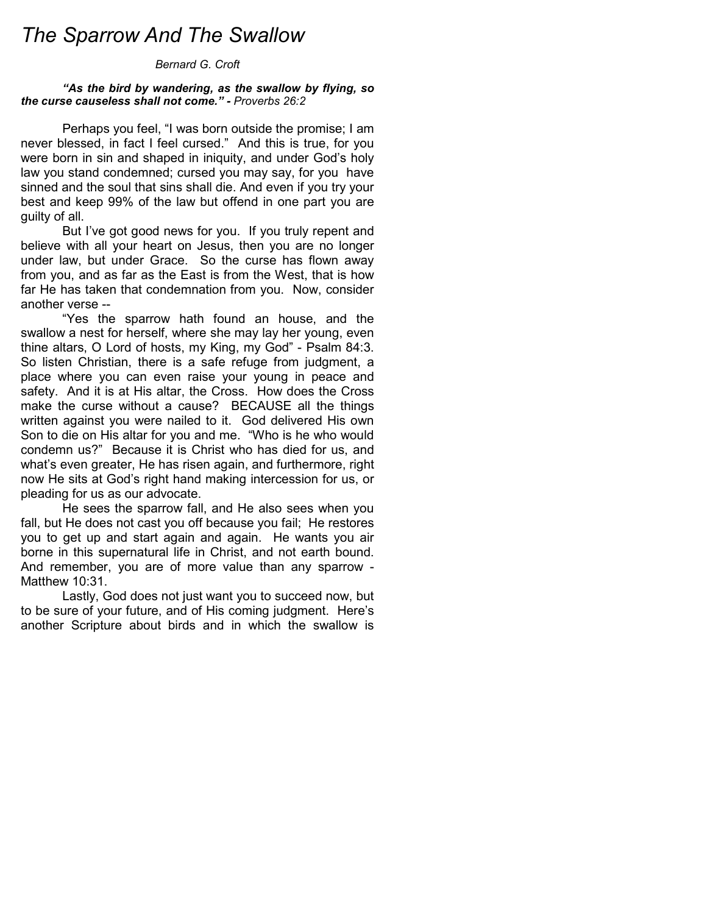# The Sparrow And The Swallow

*Bernard G. Croft*

***"As the bird by wandering, as the swallow by flying, so the curse causeless shall not come." -** Proverbs 26:2*

Perhaps you feel, "I was born outside the promise; I am never blessed, in fact I feel cursed." And this is true, for you were born in sin and shaped in iniquity, and under God's holy law you stand condemned; cursed you may say, for you have sinned and the soul that sins shall die. And even if you try your best and keep 99% of the law but offend in one part you are guilty of all.

But I've got good news for you. If you truly repent and believe with all your heart on Jesus, then you are no longer under law, but under Grace. So the curse has flown away from you, and as far as the East is from the West, that is how far He has taken that condemnation from you. Now, consider another verse --

"Yes the sparrow hath found an house, and the swallow a nest for herself, where she may lay her young, even thine altars, O Lord of hosts, my King, my God" - Psalm 84:3. So listen Christian, there is a safe refuge from judgment, a place where you can even raise your young in peace and safety. And it is at His altar, the Cross. How does the Cross make the curse without a cause? BECAUSE all the things written against you were nailed to it. God delivered His own Son to die on His altar for you and me. "Who is he who would condemn us?" Because it is Christ who has died for us, and what's even greater, He has risen again, and furthermore, right now He sits at God's right hand making intercession for us, or pleading for us as our advocate.

He sees the sparrow fall, and He also sees when you fall, but He does not cast you off because you fail; He restores you to get up and start again and again. He wants you air borne in this supernatural life in Christ, and not earth bound. And remember, you are of more value than any sparrow - Matthew 10:31.

Lastly, God does not just want you to succeed now, but to be sure of your future, and of His coming judgment. Here's another Scripture about birds and in which the swallow is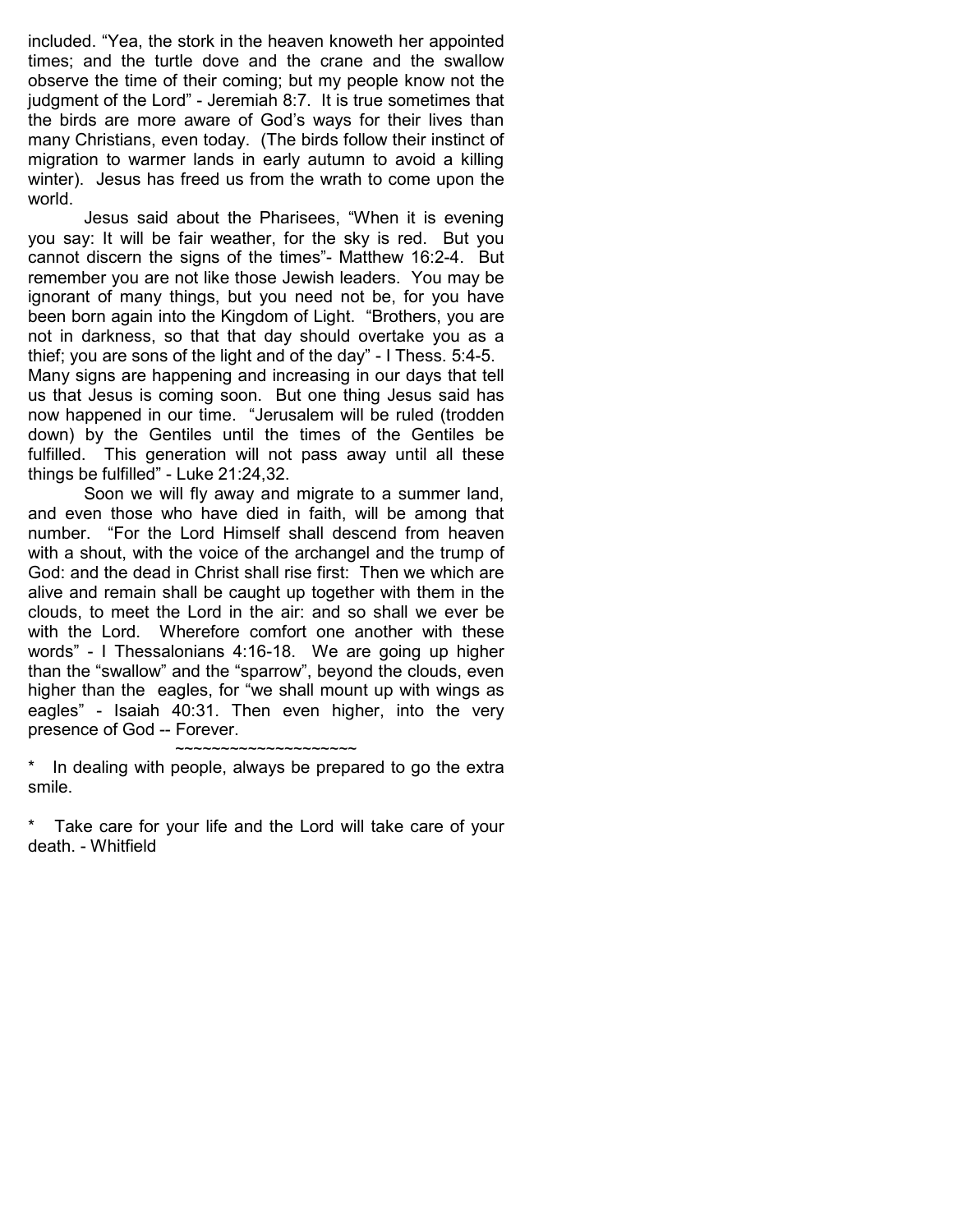included. “Yea, the stork in the heaven knoweth her appointed times; and the turtle dove and the crane and the swallow observe the time of their coming; but my people know not the judgment of the Lord” - Jeremiah 8:7. It is true sometimes that the birds are more aware of God’s ways for their lives than many Christians, even today. (The birds follow their instinct of migration to warmer lands in early autumn to avoid a killing winter). Jesus has freed us from the wrath to come upon the world.

Jesus said about the Pharisees, “When it is evening you say: It will be fair weather, for the sky is red. But you cannot discern the signs of the times”- Matthew 16:2-4. But remember you are not like those Jewish leaders. You may be ignorant of many things, but you need not be, for you have been born again into the Kingdom of Light. “Brothers, you are not in darkness, so that that day should overtake you as a thief; you are sons of the light and of the day” - I Thess. 5:4-5. Many signs are happening and increasing in our days that tell us that Jesus is coming soon. But one thing Jesus said has now happened in our time. “Jerusalem will be ruled (trodden down) by the Gentiles until the times of the Gentiles be fulfilled. This generation will not pass away until all these things be fulfilled” - Luke 21:24,32.

Soon we will fly away and migrate to a summer land, and even those who have died in faith, will be among that number. “For the Lord Himself shall descend from heaven with a shout, with the voice of the archangel and the trump of God: and the dead in Christ shall rise first: Then we which are alive and remain shall be caught up together with them in the clouds, to meet the Lord in the air: and so shall we ever be with the Lord. Wherefore comfort one another with these words” - I Thessalonians 4:16-18. We are going up higher than the “swallow” and the “sparrow”, beyond the clouds, even higher than the eagles, for “we shall mount up with wings as eagles” - Isaiah 40:31. Then even higher, into the very presence of God -- Forever.

~~~~~~~~~~~~~~~~~~~

* In dealing with people, always be prepared to go the extra smile.

* Take care for your life and the Lord will take care of your death. - Whitfield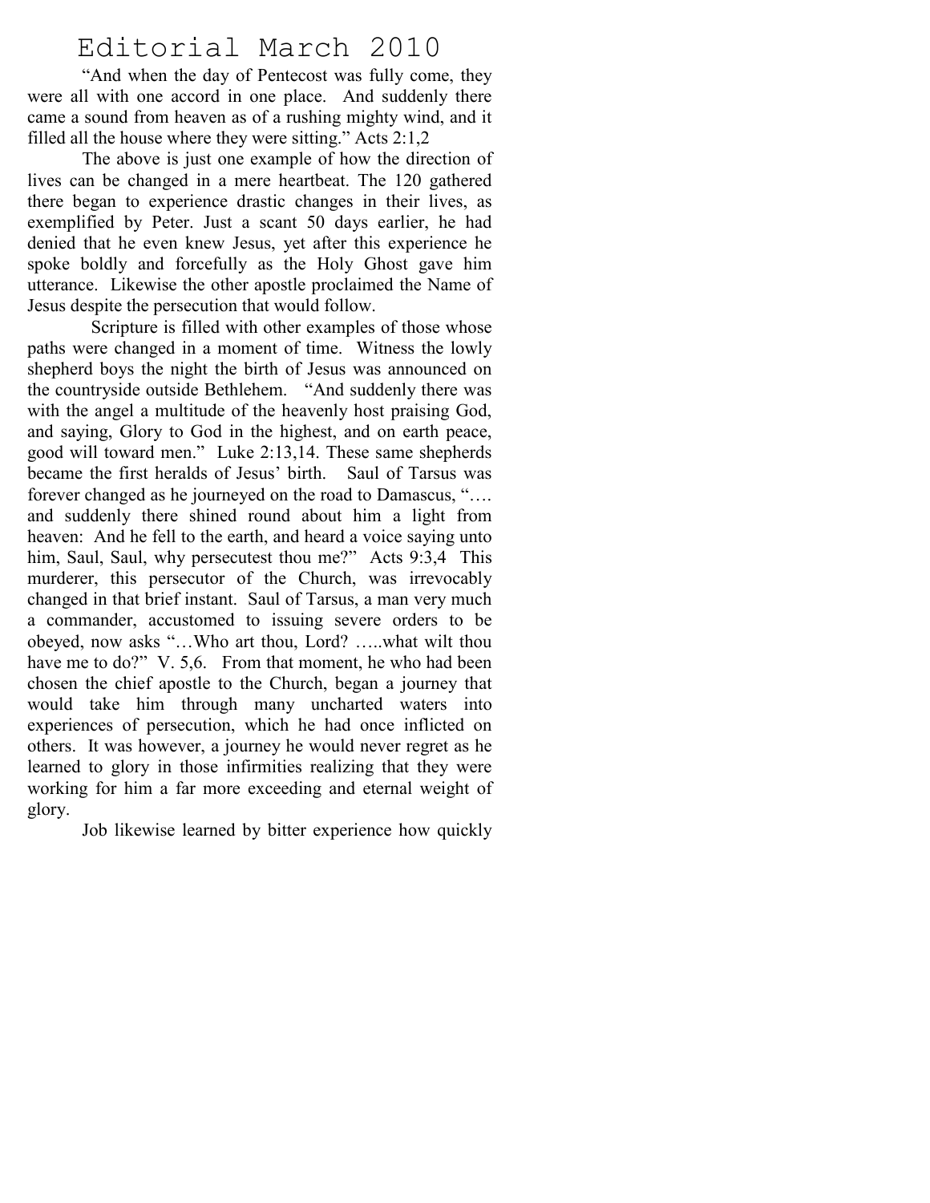# Editorial March 2010

"And when the day of Pentecost was fully come, they were all with one accord in one place. And suddenly there came a sound from heaven as of a rushing mighty wind, and it filled all the house where they were sitting." Acts 2:1,2

The above is just one example of how the direction of lives can be changed in a mere heartbeat. The 120 gathered there began to experience drastic changes in their lives, as exemplified by Peter. Just a scant 50 days earlier, he had denied that he even knew Jesus, yet after this experience he spoke boldly and forcefully as the Holy Ghost gave him utterance. Likewise the other apostle proclaimed the Name of Jesus despite the persecution that would follow.

Scripture is filled with other examples of those whose paths were changed in a moment of time. Witness the lowly shepherd boys the night the birth of Jesus was announced on the countryside outside Bethlehem. "And suddenly there was with the angel a multitude of the heavenly host praising God, and saying, Glory to God in the highest, and on earth peace, good will toward men." Luke 2:13,14. These same shepherds became the first heralds of Jesus' birth. Saul of Tarsus was forever changed as he journeyed on the road to Damascus, "…. and suddenly there shined round about him a light from heaven: And he fell to the earth, and heard a voice saying unto him, Saul, Saul, why persecutest thou me?" Acts 9:3,4 This murderer, this persecutor of the Church, was irrevocably changed in that brief instant. Saul of Tarsus, a man very much a commander, accustomed to issuing severe orders to be obeyed, now asks "…Who art thou, Lord? …..what wilt thou have me to do?" V. 5,6. From that moment, he who had been chosen the chief apostle to the Church, began a journey that would take him through many uncharted waters into experiences of persecution, which he had once inflicted on others. It was however, a journey he would never regret as he learned to glory in those infirmities realizing that they were working for him a far more exceeding and eternal weight of glory.

Job likewise learned by bitter experience how quickly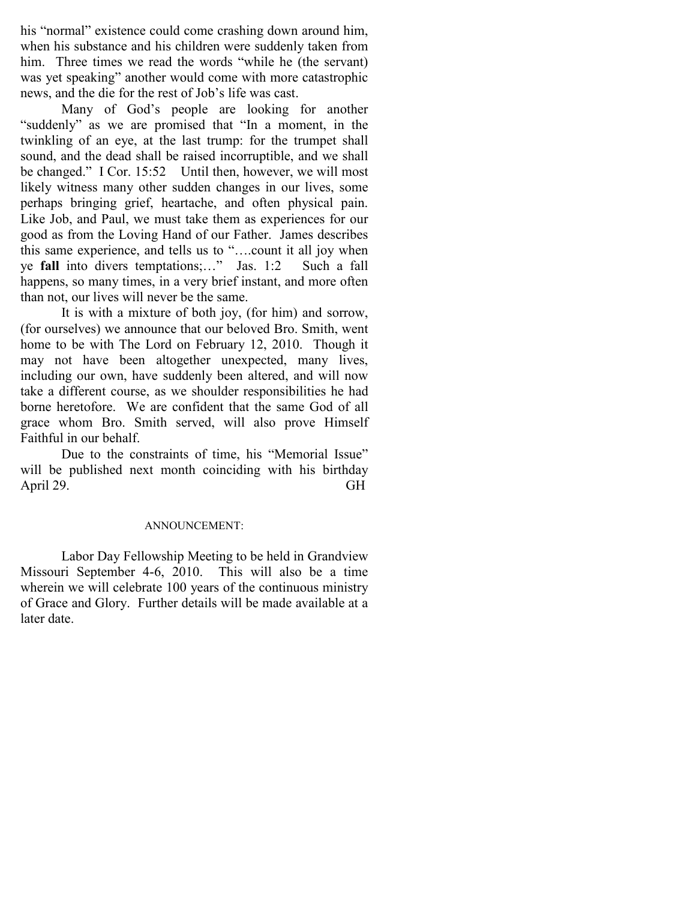his "normal" existence could come crashing down around him, when his substance and his children were suddenly taken from him. Three times we read the words "while he (the servant) was yet speaking" another would come with more catastrophic news, and the die for the rest of Job's life was cast.

Many of God's people are looking for another "suddenly" as we are promised that "In a moment, in the twinkling of an eye, at the last trump: for the trumpet shall sound, and the dead shall be raised incorruptible, and we shall be changed." I Cor. 15:52 Until then, however, we will most likely witness many other sudden changes in our lives, some perhaps bringing grief, heartache, and often physical pain. Like Job, and Paul, we must take them as experiences for our good as from the Loving Hand of our Father. James describes this same experience, and tells us to "….count it all joy when ye **fall** into divers temptations;…" Jas. 1:2 Such a fall happens, so many times, in a very brief instant, and more often than not, our lives will never be the same.

It is with a mixture of both joy, (for him) and sorrow, (for ourselves) we announce that our beloved Bro. Smith, went home to be with The Lord on February 12, 2010. Though it may not have been altogether unexpected, many lives, including our own, have suddenly been altered, and will now take a different course, as we shoulder responsibilities he had borne heretofore. We are confident that the same God of all grace whom Bro. Smith served, will also prove Himself Faithful in our behalf.

Due to the constraints of time, his "Memorial Issue" will be published next month coinciding with his birthday April 29. GH

ANNOUNCEMENT:

Labor Day Fellowship Meeting to be held in Grandview Missouri September 4-6, 2010. This will also be a time wherein we will celebrate 100 years of the continuous ministry of Grace and Glory. Further details will be made available at a later date.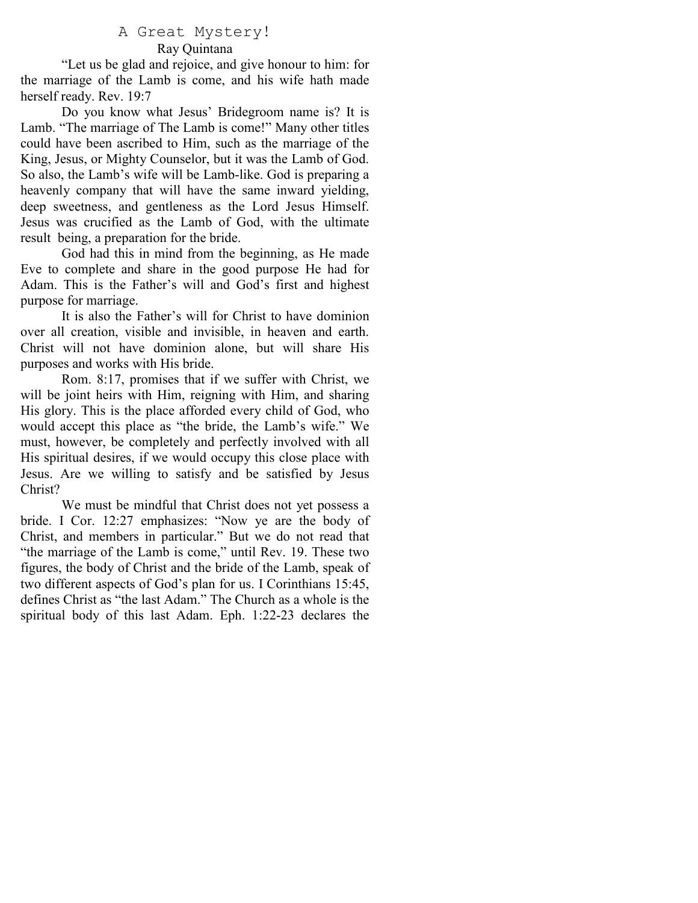# A Great Mystery!

Ray Quintana

"Let us be glad and rejoice, and give honour to him: for the marriage of the Lamb is come, and his wife hath made herself ready. Rev. 19:7

Do you know what Jesus' Bridegroom name is? It is Lamb. "The marriage of The Lamb is come!" Many other titles could have been ascribed to Him, such as the marriage of the King, Jesus, or Mighty Counselor, but it was the Lamb of God. So also, the Lamb's wife will be Lamb-like. God is preparing a heavenly company that will have the same inward yielding, deep sweetness, and gentleness as the Lord Jesus Himself. Jesus was crucified as the Lamb of God, with the ultimate result being, a preparation for the bride.

God had this in mind from the beginning, as He made Eve to complete and share in the good purpose He had for Adam. This is the Father's will and God's first and highest purpose for marriage.

It is also the Father's will for Christ to have dominion over all creation, visible and invisible, in heaven and earth. Christ will not have dominion alone, but will share His purposes and works with His bride.

Rom. 8:17, promises that if we suffer with Christ, we will be joint heirs with Him, reigning with Him, and sharing His glory. This is the place afforded every child of God, who would accept this place as "the bride, the Lamb's wife." We must, however, be completely and perfectly involved with all His spiritual desires, if we would occupy this close place with Jesus. Are we willing to satisfy and be satisfied by Jesus Christ?

We must be mindful that Christ does not yet possess a bride. I Cor. 12:27 emphasizes: "Now ye are the body of Christ, and members in particular." But we do not read that "the marriage of the Lamb is come," until Rev. 19. These two figures, the body of Christ and the bride of the Lamb, speak of two different aspects of God's plan for us. I Corinthians 15:45, defines Christ as "the last Adam." The Church as a whole is the spiritual body of this last Adam. Eph. 1:22-23 declares the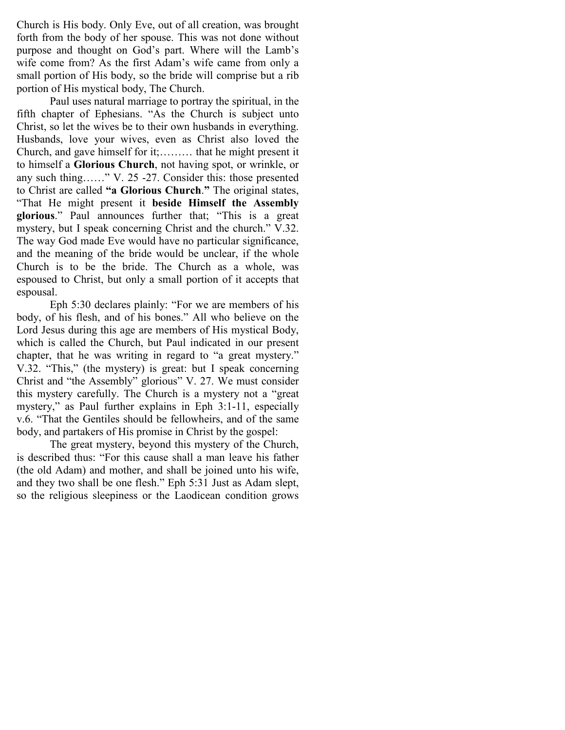Church is His body. Only Eve, out of all creation, was brought forth from the body of her spouse. This was not done without purpose and thought on God's part. Where will the Lamb's wife come from? As the first Adam's wife came from only a small portion of His body, so the bride will comprise but a rib portion of His mystical body, The Church.

Paul uses natural marriage to portray the spiritual, in the fifth chapter of Ephesians. "As the Church is subject unto Christ, so let the wives be to their own husbands in everything. Husbands, love your wives, even as Christ also loved the Church, and gave himself for it;……… that he might present it to himself a **Glorious Church**, not having spot, or wrinkle, or any such thing……" V. 25 -27. Consider this: those presented to Christ are called **"a Glorious Church."** The original states, "That He might present it **beside Himself the Assembly glorious**." Paul announces further that; "This is a great mystery, but I speak concerning Christ and the church." V.32. The way God made Eve would have no particular significance, and the meaning of the bride would be unclear, if the whole Church is to be the bride. The Church as a whole, was espoused to Christ, but only a small portion of it accepts that espousal.

Eph 5:30 declares plainly: "For we are members of his body, of his flesh, and of his bones." All who believe on the Lord Jesus during this age are members of His mystical Body, which is called the Church, but Paul indicated in our present chapter, that he was writing in regard to "a great mystery." V.32. "This," (the mystery) is great: but I speak concerning Christ and "the Assembly" glorious" V. 27. We must consider this mystery carefully. The Church is a mystery not a "great mystery," as Paul further explains in Eph 3:1-11, especially v.6. "That the Gentiles should be fellowheirs, and of the same body, and partakers of His promise in Christ by the gospel:

The great mystery, beyond this mystery of the Church, is described thus: "For this cause shall a man leave his father (the old Adam) and mother, and shall be joined unto his wife, and they two shall be one flesh." Eph 5:31 Just as Adam slept, so the religious sleepiness or the Laodicean condition grows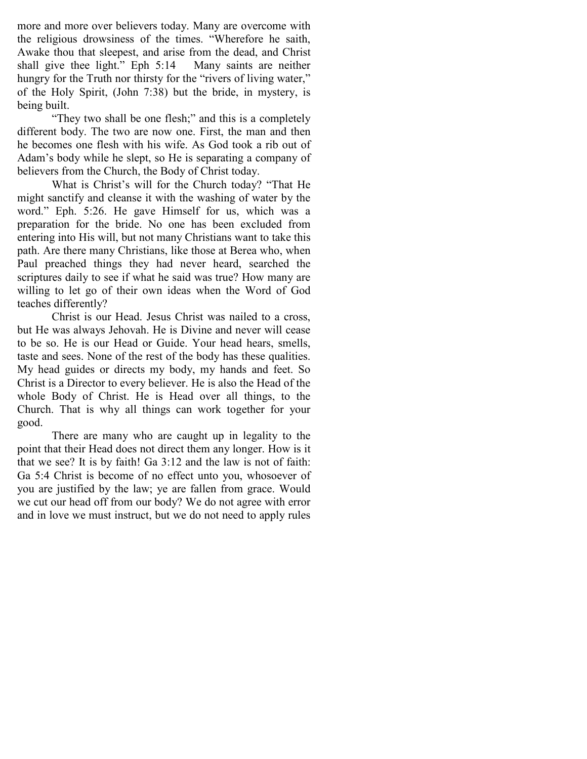more and more over believers today. Many are overcome with the religious drowsiness of the times. "Wherefore he saith, Awake thou that sleepest, and arise from the dead, and Christ shall give thee light." Eph 5:14 Many saints are neither hungry for the Truth nor thirsty for the "rivers of living water," of the Holy Spirit, (John 7:38) but the bride, in mystery, is being built.

"They two shall be one flesh;" and this is a completely different body. The two are now one. First, the man and then he becomes one flesh with his wife. As God took a rib out of Adam's body while he slept, so He is separating a company of believers from the Church, the Body of Christ today.

What is Christ's will for the Church today? "That He might sanctify and cleanse it with the washing of water by the word." Eph. 5:26. He gave Himself for us, which was a preparation for the bride. No one has been excluded from entering into His will, but not many Christians want to take this path. Are there many Christians, like those at Berea who, when Paul preached things they had never heard, searched the scriptures daily to see if what he said was true? How many are willing to let go of their own ideas when the Word of God teaches differently?

Christ is our Head. Jesus Christ was nailed to a cross, but He was always Jehovah. He is Divine and never will cease to be so. He is our Head or Guide. Your head hears, smells, taste and sees. None of the rest of the body has these qualities. My head guides or directs my body, my hands and feet. So Christ is a Director to every believer. He is also the Head of the whole Body of Christ. He is Head over all things, to the Church. That is why all things can work together for your good.

There are many who are caught up in legality to the point that their Head does not direct them any longer. How is it that we see? It is by faith! Ga 3:12 and the law is not of faith: Ga 5:4 Christ is become of no effect unto you, whosoever of you are justified by the law; ye are fallen from grace. Would we cut our head off from our body? We do not agree with error and in love we must instruct, but we do not need to apply rules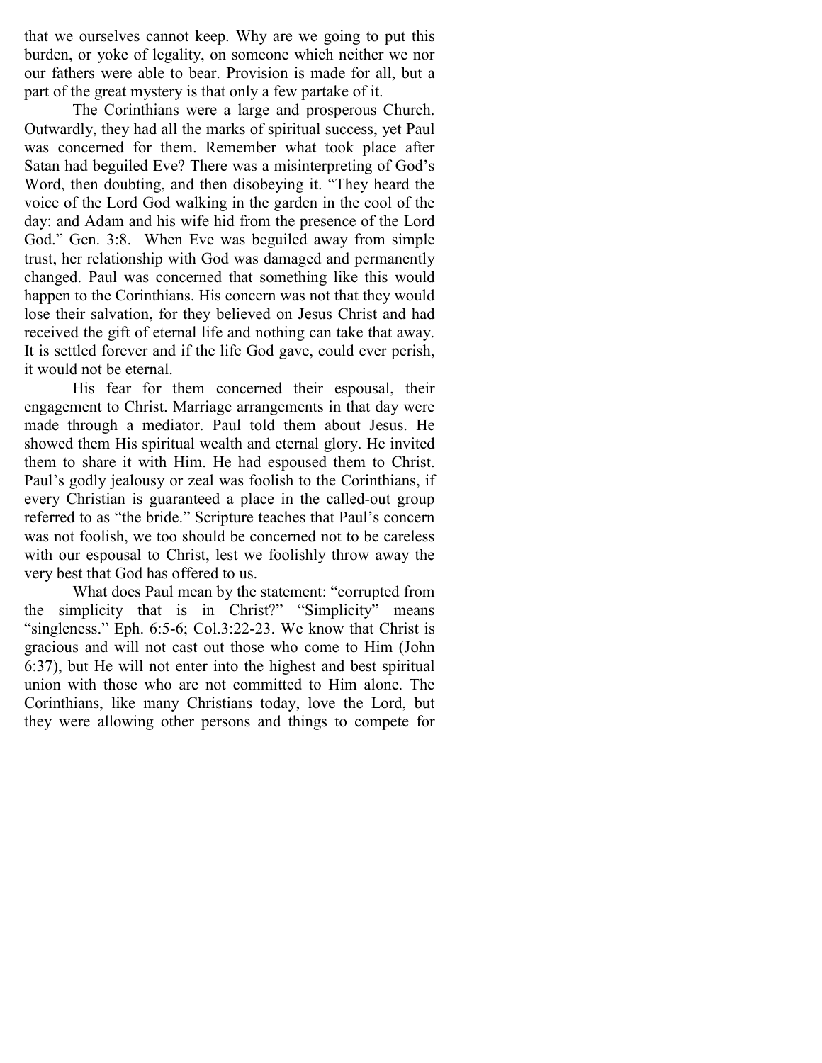that we ourselves cannot keep. Why are we going to put this burden, or yoke of legality, on someone which neither we nor our fathers were able to bear. Provision is made for all, but a part of the great mystery is that only a few partake of it.

The Corinthians were a large and prosperous Church. Outwardly, they had all the marks of spiritual success, yet Paul was concerned for them. Remember what took place after Satan had beguiled Eve? There was a misinterpreting of God's Word, then doubting, and then disobeying it. "They heard the voice of the Lord God walking in the garden in the cool of the day: and Adam and his wife hid from the presence of the Lord God." Gen. 3:8. When Eve was beguiled away from simple trust, her relationship with God was damaged and permanently changed. Paul was concerned that something like this would happen to the Corinthians. His concern was not that they would lose their salvation, for they believed on Jesus Christ and had received the gift of eternal life and nothing can take that away. It is settled forever and if the life God gave, could ever perish, it would not be eternal.

His fear for them concerned their espousal, their engagement to Christ. Marriage arrangements in that day were made through a mediator. Paul told them about Jesus. He showed them His spiritual wealth and eternal glory. He invited them to share it with Him. He had espoused them to Christ. Paul's godly jealousy or zeal was foolish to the Corinthians, if every Christian is guaranteed a place in the called-out group referred to as "the bride." Scripture teaches that Paul's concern was not foolish, we too should be concerned not to be careless with our espousal to Christ, lest we foolishly throw away the very best that God has offered to us.

What does Paul mean by the statement: "corrupted from the simplicity that is in Christ?" "Simplicity" means "singleness." Eph. 6:5-6; Col.3:22-23. We know that Christ is gracious and will not cast out those who come to Him (John 6:37), but He will not enter into the highest and best spiritual union with those who are not committed to Him alone. The Corinthians, like many Christians today, love the Lord, but they were allowing other persons and things to compete for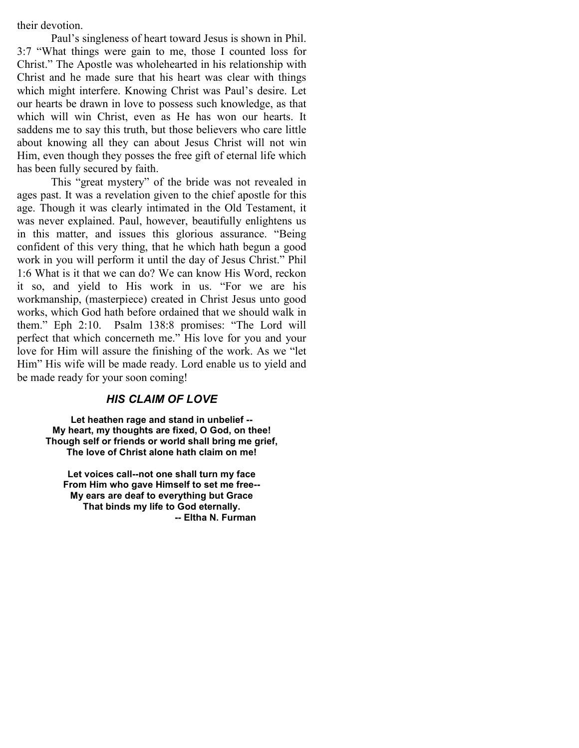their devotion.

Paul's singleness of heart toward Jesus is shown in Phil. 3:7 "What things were gain to me, those I counted loss for Christ." The Apostle was wholehearted in his relationship with Christ and he made sure that his heart was clear with things which might interfere. Knowing Christ was Paul's desire. Let our hearts be drawn in love to possess such knowledge, as that which will win Christ, even as He has won our hearts. It saddens me to say this truth, but those believers who care little about knowing all they can about Jesus Christ will not win Him, even though they posses the free gift of eternal life which has been fully secured by faith.

This "great mystery" of the bride was not revealed in ages past. It was a revelation given to the chief apostle for this age. Though it was clearly intimated in the Old Testament, it was never explained. Paul, however, beautifully enlightens us in this matter, and issues this glorious assurance. "Being confident of this very thing, that he which hath begun a good work in you will perform it until the day of Jesus Christ." Phil 1:6 What is it that we can do? We can know His Word, reckon it so, and yield to His work in us. "For we are his workmanship, (masterpiece) created in Christ Jesus unto good works, which God hath before ordained that we should walk in them." Eph 2:10. Psalm 138:8 promises: "The Lord will perfect that which concerneth me." His love for you and your love for Him will assure the finishing of the work. As we "let Him" His wife will be made ready. Lord enable us to yield and be made ready for your soon coming!

### *HIS CLAIM OF LOVE*

**Let heathen rage and stand in unbelief --**
**My heart, my thoughts are fixed, O God, on thee!**
**Though self or friends or world shall bring me grief,**
**The love of Christ alone hath claim on me!**

**Let voices call--not one shall turn my face**
**From Him who gave Himself to set me free--**
**My ears are deaf to everything but Grace**
**That binds my life to God eternally.**

**-- Eltha N. Furman**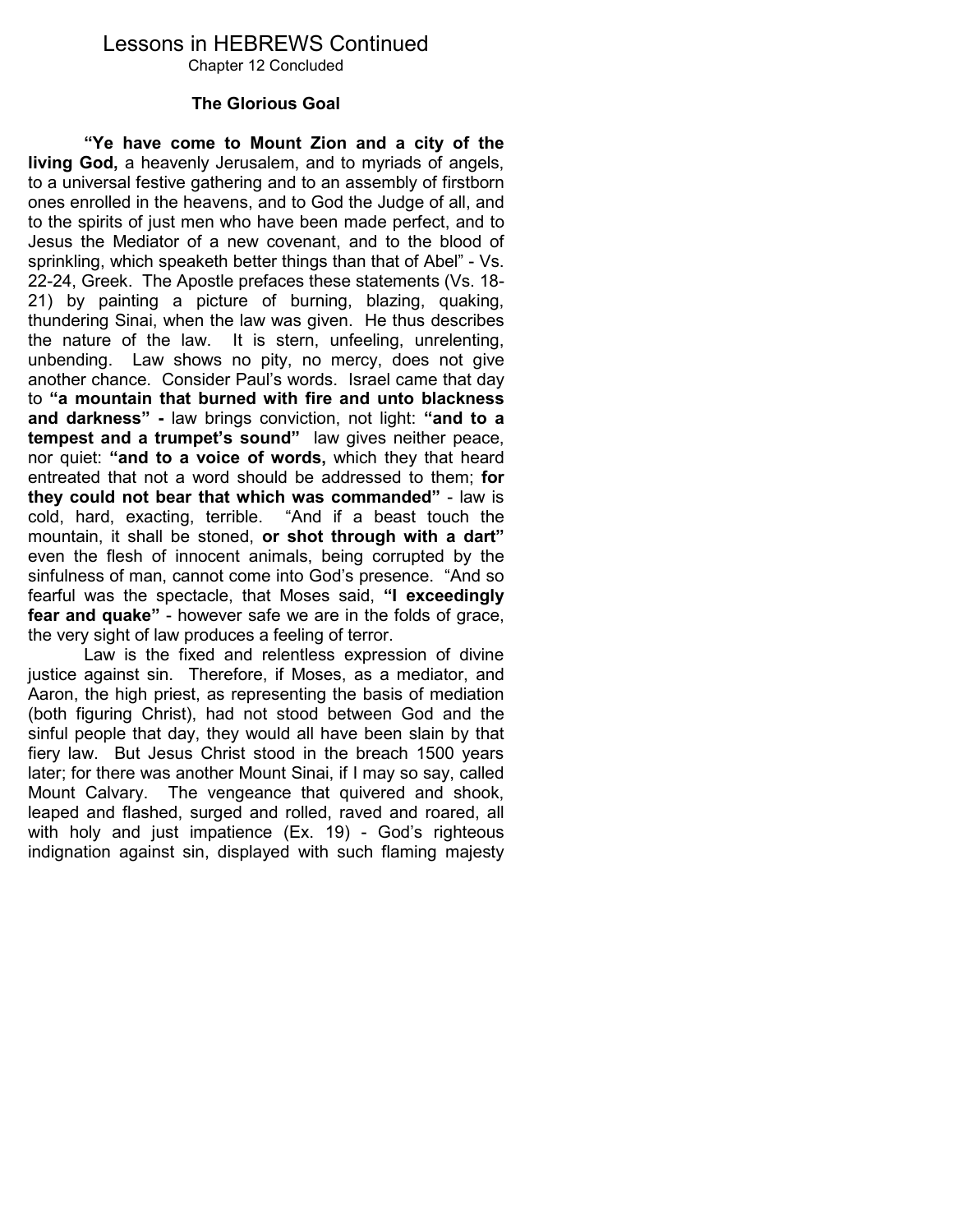# Lessons in HEBREWS Continued

Chapter 12 Concluded

### The Glorious Goal

**"Ye have come to Mount Zion and a city of the living God,** a heavenly Jerusalem, and to myriads of angels, to a universal festive gathering and to an assembly of firstborn ones enrolled in the heavens, and to God the Judge of all, and to the spirits of just men who have been made perfect, and to Jesus the Mediator of a new covenant, and to the blood of sprinkling, which speaketh better things than that of Abel" - Vs. 22-24, Greek. The Apostle prefaces these statements (Vs. 18-21) by painting a picture of burning, blazing, quaking, thundering Sinai, when the law was given. He thus describes the nature of the law. It is stern, unfeeling, unrelenting, unbending. Law shows no pity, no mercy, does not give another chance. Consider Paul's words. Israel came that day to **"a mountain that burned with fire and unto blackness and darkness" -** law brings conviction, not light: **"and to a tempest and a trumpet's sound"** law gives neither peace, nor quiet: **"and to a voice of words,** which they that heard entreated that not a word should be addressed to them; **for they could not bear that which was commanded"** - law is cold, hard, exacting, terrible. "And if a beast touch the mountain, it shall be stoned, **or shot through with a dart"** even the flesh of innocent animals, being corrupted by the sinfulness of man, cannot come into God's presence. "And so fearful was the spectacle, that Moses said, **"I exceedingly fear and quake"** - however safe we are in the folds of grace, the very sight of law produces a feeling of terror.

Law is the fixed and relentless expression of divine justice against sin. Therefore, if Moses, as a mediator, and Aaron, the high priest, as representing the basis of mediation (both figuring Christ), had not stood between God and the sinful people that day, they would all have been slain by that fiery law. But Jesus Christ stood in the breach 1500 years later; for there was another Mount Sinai, if I may so say, called Mount Calvary. The vengeance that quivered and shook, leaped and flashed, surged and rolled, raved and roared, all with holy and just impatience (Ex. 19) - God's righteous indignation against sin, displayed with such flaming majesty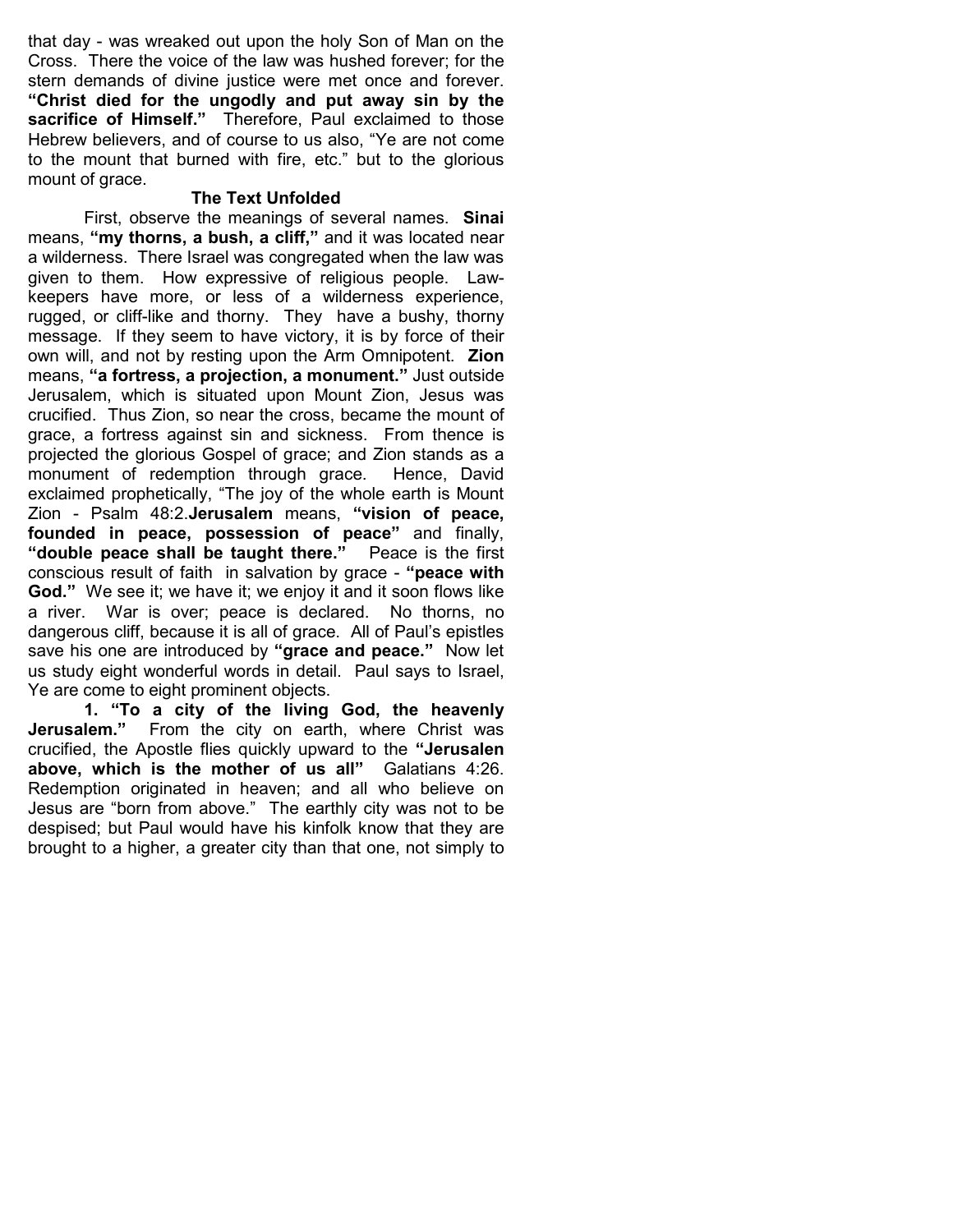that day - was wreaked out upon the holy Son of Man on the Cross. There the voice of the law was hushed forever; for the stern demands of divine justice were met once and forever. **"Christ died for the ungodly and put away sin by the sacrifice of Himself."** Therefore, Paul exclaimed to those Hebrew believers, and of course to us also, "Ye are not come to the mount that burned with fire, etc." but to the glorious mount of grace.

### The Text Unfolded

First, observe the meanings of several names. **Sinai** means, **"my thorns, a bush, a cliff,"** and it was located near a wilderness. There Israel was congregated when the law was given to them. How expressive of religious people. Law-keepers have more, or less of a wilderness experience, rugged, or cliff-like and thorny. They have a bushy, thorny message. If they seem to have victory, it is by force of their own will, and not by resting upon the Arm Omnipotent. **Zion** means, **"a fortress, a projection, a monument."** Just outside Jerusalem, which is situated upon Mount Zion, Jesus was crucified. Thus Zion, so near the cross, became the mount of grace, a fortress against sin and sickness. From thence is projected the glorious Gospel of grace; and Zion stands as a monument of redemption through grace. Hence, David exclaimed prophetically, "The joy of the whole earth is Mount Zion - Psalm 48:2.**Jerusalem** means, **"vision of peace, founded in peace, possession of peace"** and finally, **"double peace shall be taught there."** Peace is the first conscious result of faith in salvation by grace - **"peace with God."** We see it; we have it; we enjoy it and it soon flows like a river. War is over; peace is declared. No thorns, no dangerous cliff, because it is all of grace. All of Paul's epistles save his one are introduced by **"grace and peace."** Now let us study eight wonderful words in detail. Paul says to Israel, Ye are come to eight prominent objects.

**1. "To a city of the living God, the heavenly Jerusalem."** From the city on earth, where Christ was crucified, the Apostle flies quickly upward to the **"Jerusalen above, which is the mother of us all"** Galatians 4:26. Redemption originated in heaven; and all who believe on Jesus are "born from above." The earthly city was not to be despised; but Paul would have his kinfolk know that they are brought to a higher, a greater city than that one, not simply to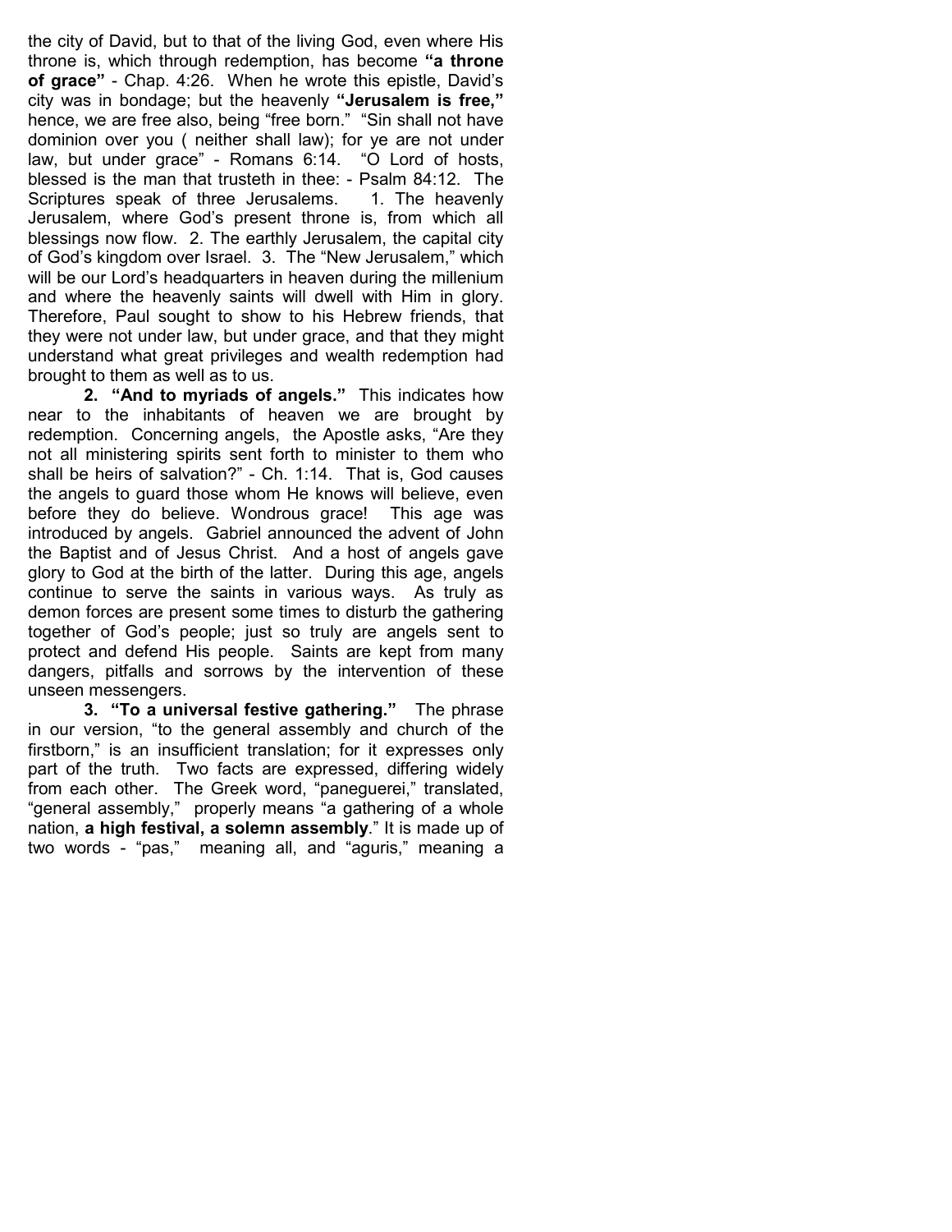the city of David, but to that of the living God, even where His throne is, which through redemption, has become **"a throne of grace"** - Chap. 4:26. When he wrote this epistle, David's city was in bondage; but the heavenly **"Jerusalem is free,"** hence, we are free also, being "free born." "Sin shall not have dominion over you ( neither shall law); for ye are not under law, but under grace" - Romans 6:14. "O Lord of hosts, blessed is the man that trusteth in thee: - Psalm 84:12. The Scriptures speak of three Jerusalems. 1. The heavenly Jerusalem, where God's present throne is, from which all blessings now flow. 2. The earthly Jerusalem, the capital city of God's kingdom over Israel. 3. The "New Jerusalem," which will be our Lord's headquarters in heaven during the millenium and where the heavenly saints will dwell with Him in glory. Therefore, Paul sought to show to his Hebrew friends, that they were not under law, but under grace, and that they might understand what great privileges and wealth redemption had brought to them as well as to us.

**2. "And to myriads of angels."** This indicates how near to the inhabitants of heaven we are brought by redemption. Concerning angels, the Apostle asks, "Are they not all ministering spirits sent forth to minister to them who shall be heirs of salvation?" - Ch. 1:14. That is, God causes the angels to guard those whom He knows will believe, even before they do believe. Wondrous grace! This age was introduced by angels. Gabriel announced the advent of John the Baptist and of Jesus Christ. And a host of angels gave glory to God at the birth of the latter. During this age, angels continue to serve the saints in various ways. As truly as demon forces are present some times to disturb the gathering together of God's people; just so truly are angels sent to protect and defend His people. Saints are kept from many dangers, pitfalls and sorrows by the intervention of these unseen messengers.

**3. "To a universal festive gathering."** The phrase in our version, "to the general assembly and church of the firstborn," is an insufficient translation; for it expresses only part of the truth. Two facts are expressed, differing widely from each other. The Greek word, "paneguerei," translated, "general assembly," properly means "a gathering of a whole nation, **a high festival, a solemn assembly**." It is made up of two words - "pas," meaning all, and "aguris," meaning a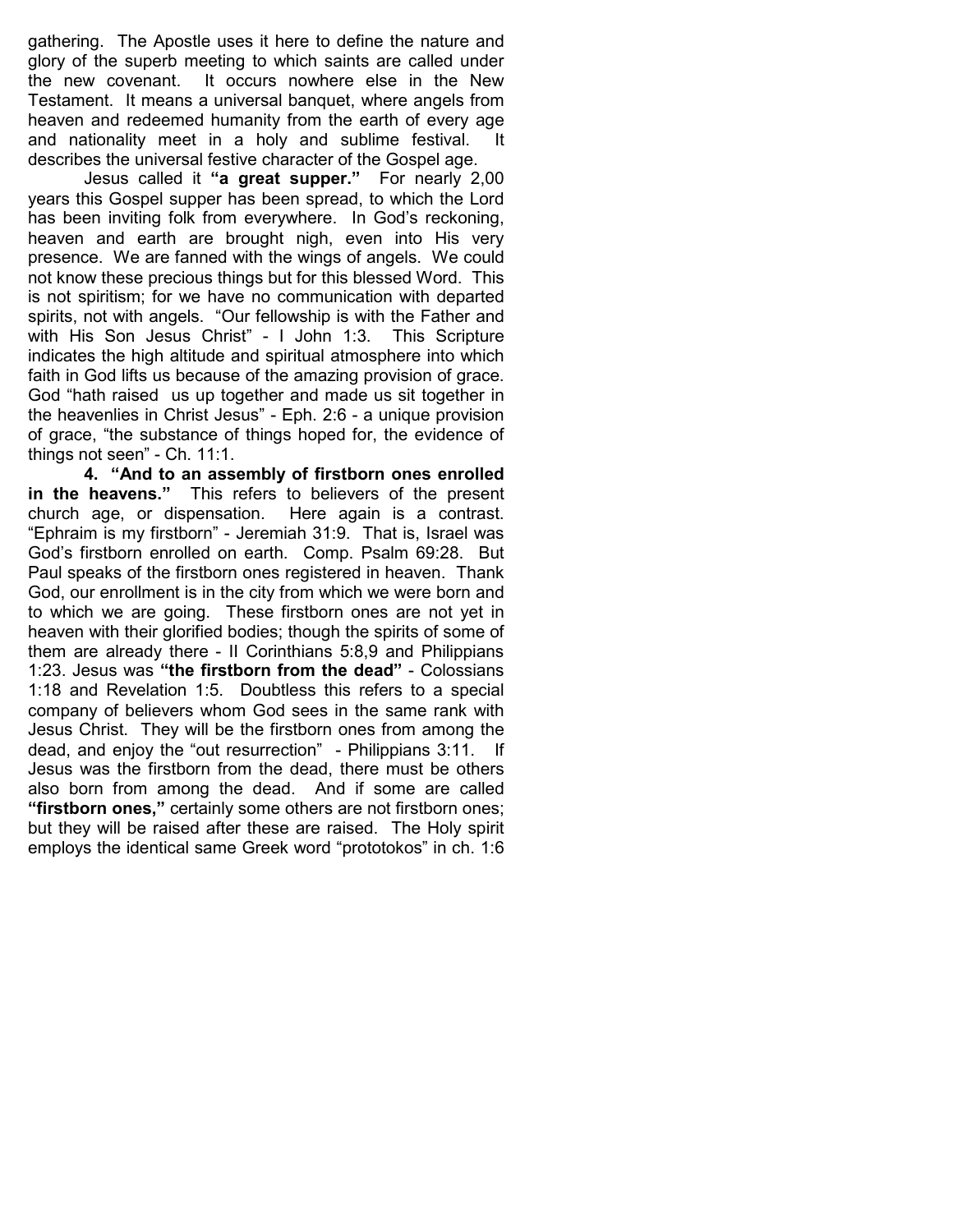gathering. The Apostle uses it here to define the nature and glory of the superb meeting to which saints are called under the new covenant. It occurs nowhere else in the New Testament. It means a universal banquet, where angels from heaven and redeemed humanity from the earth of every age and nationality meet in a holy and sublime festival. It describes the universal festive character of the Gospel age.

Jesus called it **"a great supper."** For nearly 2,00 years this Gospel supper has been spread, to which the Lord has been inviting folk from everywhere. In God's reckoning, heaven and earth are brought nigh, even into His very presence. We are fanned with the wings of angels. We could not know these precious things but for this blessed Word. This is not spiritism; for we have no communication with departed spirits, not with angels. "Our fellowship is with the Father and with His Son Jesus Christ" - I John 1:3. This Scripture indicates the high altitude and spiritual atmosphere into which faith in God lifts us because of the amazing provision of grace. God "hath raised us up together and made us sit together in the heavenlies in Christ Jesus" - Eph. 2:6 - a unique provision of grace, "the substance of things hoped for, the evidence of things not seen" - Ch. 11:1.

**4. "And to an assembly of firstborn ones enrolled in the heavens."** This refers to believers of the present church age, or dispensation. Here again is a contrast. "Ephraim is my firstborn" - Jeremiah 31:9. That is, Israel was God's firstborn enrolled on earth. Comp. Psalm 69:28. But Paul speaks of the firstborn ones registered in heaven. Thank God, our enrollment is in the city from which we were born and to which we are going. These firstborn ones are not yet in heaven with their glorified bodies; though the spirits of some of them are already there - II Corinthians 5:8,9 and Philippians 1:23. Jesus was **"the firstborn from the dead"** - Colossians 1:18 and Revelation 1:5. Doubtless this refers to a special company of believers whom God sees in the same rank with Jesus Christ. They will be the firstborn ones from among the dead, and enjoy the "out resurrection" - Philippians 3:11. If Jesus was the firstborn from the dead, there must be others also born from among the dead. And if some are called **"firstborn ones,"** certainly some others are not firstborn ones; but they will be raised after these are raised. The Holy spirit employs the identical same Greek word "prototokos" in ch. 1:6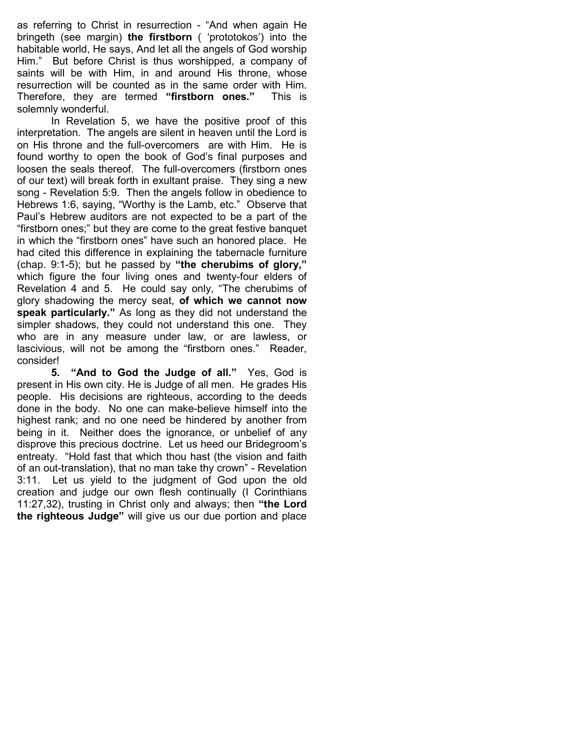as referring to Christ in resurrection - "And when again He bringeth (see margin) **the firstborn** ( 'prototokos') into the habitable world, He says, And let all the angels of God worship Him." But before Christ is thus worshipped, a company of saints will be with Him, in and around His throne, whose resurrection will be counted as in the same order with Him. Therefore, they are termed **"firstborn ones."** This is solemnly wonderful.

In Revelation 5, we have the positive proof of this interpretation. The angels are silent in heaven until the Lord is on His throne and the full-overcomers are with Him. He is found worthy to open the book of God's final purposes and loosen the seals thereof. The full-overcomers (firstborn ones of our text) will break forth in exultant praise. They sing a new song - Revelation 5:9. Then the angels follow in obedience to Hebrews 1:6, saying, "Worthy is the Lamb, etc." Observe that Paul's Hebrew auditors are not expected to be a part of the "firstborn ones;" but they are come to the great festive banquet in which the "firstborn ones" have such an honored place. He had cited this difference in explaining the tabernacle furniture (chap. 9:1-5); but he passed by **"the cherubims of glory,"** which figure the four living ones and twenty-four elders of Revelation 4 and 5. He could say only, "The cherubims of glory shadowing the mercy seat, **of which we cannot now speak particularly."** As long as they did not understand the simpler shadows, they could not understand this one. They who are in any measure under law, or are lawless, or lascivious, will not be among the "firstborn ones." Reader, consider!

**5. "And to God the Judge of all."** Yes, God is present in His own city. He is Judge of all men. He grades His people. His decisions are righteous, according to the deeds done in the body. No one can make-believe himself into the highest rank; and no one need be hindered by another from being in it. Neither does the ignorance, or unbelief of any disprove this precious doctrine. Let us heed our Bridegroom's entreaty. "Hold fast that which thou hast (the vision and faith of an out-translation), that no man take thy crown" - Revelation 3:11. Let us yield to the judgment of God upon the old creation and judge our own flesh continually (I Corinthians 11:27,32), trusting in Christ only and always; then **"the Lord the righteous Judge"** will give us our due portion and place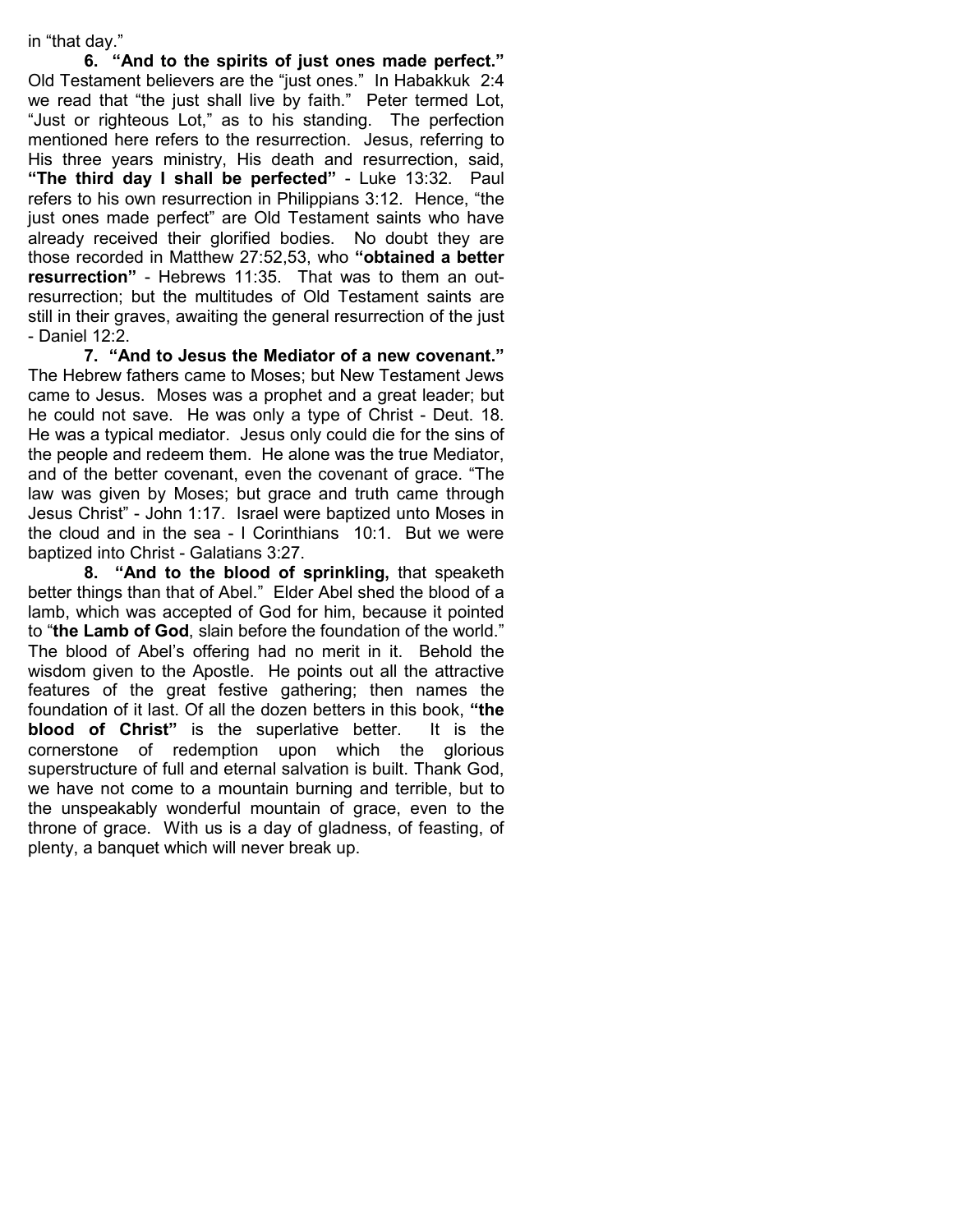in "that day."

**6. "And to the spirits of just ones made perfect."** Old Testament believers are the "just ones." In Habakkuk 2:4 we read that "the just shall live by faith." Peter termed Lot, "Just or righteous Lot," as to his standing. The perfection mentioned here refers to the resurrection. Jesus, referring to His three years ministry, His death and resurrection, said, **"The third day I shall be perfected"** - Luke 13:32. Paul refers to his own resurrection in Philippians 3:12. Hence, "the just ones made perfect" are Old Testament saints who have already received their glorified bodies. No doubt they are those recorded in Matthew 27:52,53, who **"obtained a better resurrection"** - Hebrews 11:35. That was to them an out-resurrection; but the multitudes of Old Testament saints are still in their graves, awaiting the general resurrection of the just - Daniel 12:2.

**7. "And to Jesus the Mediator of a new covenant."** The Hebrew fathers came to Moses; but New Testament Jews came to Jesus. Moses was a prophet and a great leader; but he could not save. He was only a type of Christ - Deut. 18. He was a typical mediator. Jesus only could die for the sins of the people and redeem them. He alone was the true Mediator, and of the better covenant, even the covenant of grace. "The law was given by Moses; but grace and truth came through Jesus Christ" - John 1:17. Israel were baptized unto Moses in the cloud and in the sea - I Corinthians 10:1. But we were baptized into Christ - Galatians 3:27.

**8. "And to the blood of sprinkling,** that speaketh better things than that of Abel." Elder Abel shed the blood of a lamb, which was accepted of God for him, because it pointed to "**the Lamb of God**, slain before the foundation of the world." The blood of Abel's offering had no merit in it. Behold the wisdom given to the Apostle. He points out all the attractive features of the great festive gathering; then names the foundation of it last. Of all the dozen betters in this book, **"the blood of Christ"** is the superlative better. It is the cornerstone of redemption upon which the glorious superstructure of full and eternal salvation is built. Thank God, we have not come to a mountain burning and terrible, but to the unspeakably wonderful mountain of grace, even to the throne of grace. With us is a day of gladness, of feasting, of plenty, a banquet which will never break up.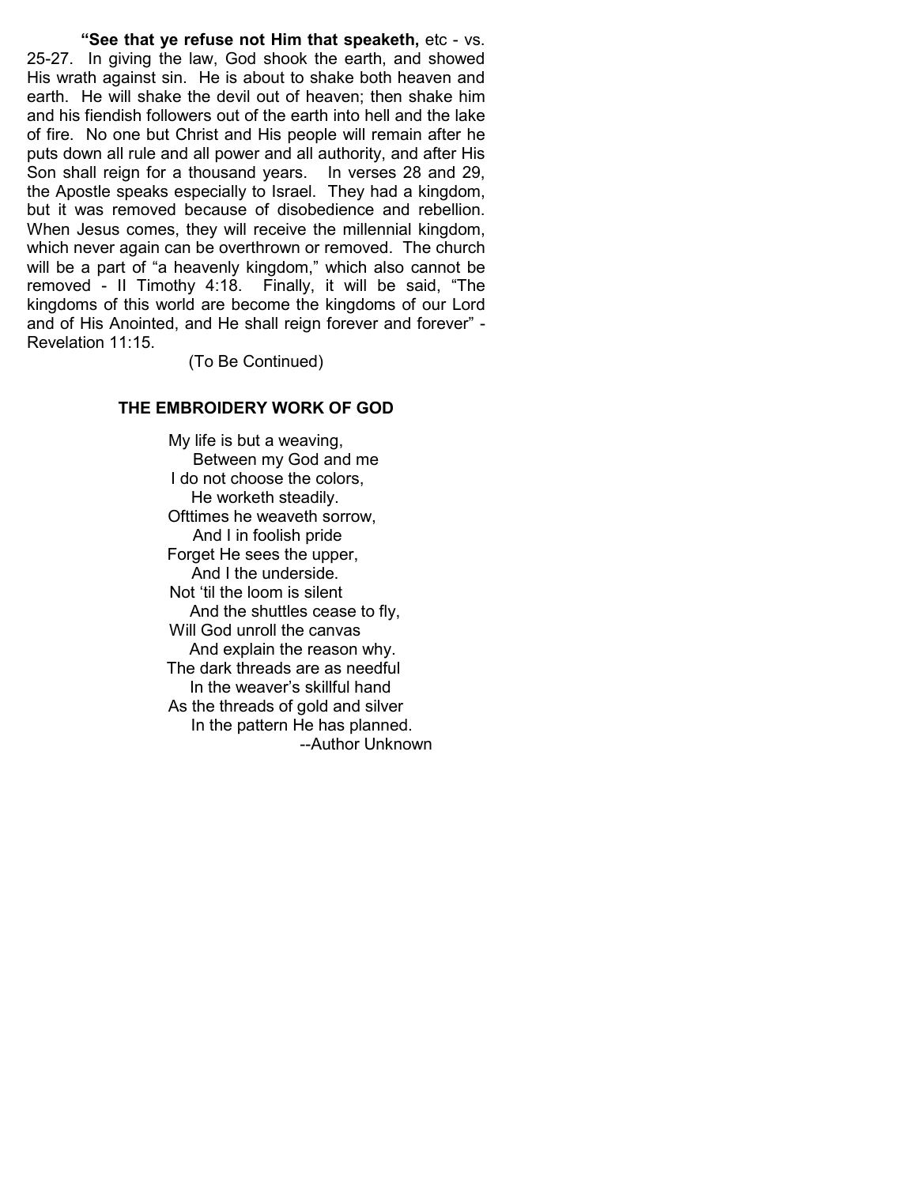**"See that ye refuse not Him that speaketh,** etc - vs. 25-27. In giving the law, God shook the earth, and showed His wrath against sin. He is about to shake both heaven and earth. He will shake the devil out of heaven; then shake him and his fiendish followers out of the earth into hell and the lake of fire. No one but Christ and His people will remain after he puts down all rule and all power and all authority, and after His Son shall reign for a thousand years. In verses 28 and 29, the Apostle speaks especially to Israel. They had a kingdom, but it was removed because of disobedience and rebellion. When Jesus comes, they will receive the millennial kingdom, which never again can be overthrown or removed. The church will be a part of "a heavenly kingdom," which also cannot be removed - II Timothy 4:18. Finally, it will be said, "The kingdoms of this world are become the kingdoms of our Lord and of His Anointed, and He shall reign forever and forever" - Revelation 11:15.

(To Be Continued)

## THE EMBROIDERY WORK OF GOD

My life is but a weaving,
Between my God and me
I do not choose the colors,
He worketh steadily.
Ofttimes he weaveth sorrow,
And I in foolish pride
Forget He sees the upper,
And I the underside.
Not 'til the loom is silent
And the shuttles cease to fly,
Will God unroll the canvas
And explain the reason why.
The dark threads are as needful
In the weaver's skillful hand
As the threads of gold and silver
In the pattern He has planned.

--Author Unknown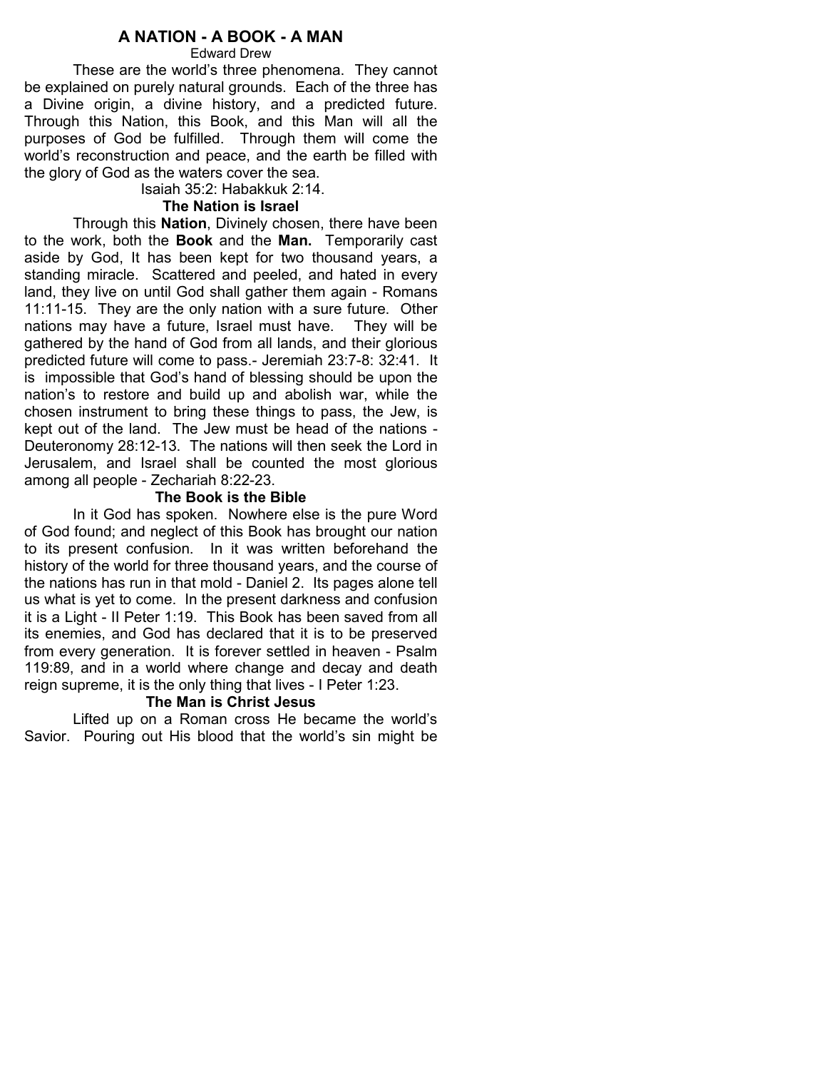# A NATION - A BOOK - A MAN

Edward Drew

These are the world's three phenomena. They cannot be explained on purely natural grounds. Each of the three has a Divine origin, a divine history, and a predicted future. Through this Nation, this Book, and this Man will all the purposes of God be fulfilled. Through them will come the world's reconstruction and peace, and the earth be filled with the glory of God as the waters cover the sea.

Isaiah 35:2: Habakkuk 2:14.

### The Nation is Israel

Through this **Nation**, Divinely chosen, there have been to the work, both the **Book** and the **Man.** Temporarily cast aside by God, It has been kept for two thousand years, a standing miracle. Scattered and peeled, and hated in every land, they live on until God shall gather them again - Romans 11:11-15. They are the only nation with a sure future. Other nations may have a future, Israel must have. They will be gathered by the hand of God from all lands, and their glorious predicted future will come to pass.- Jeremiah 23:7-8: 32:41. It is impossible that God's hand of blessing should be upon the nation's to restore and build up and abolish war, while the chosen instrument to bring these things to pass, the Jew, is kept out of the land. The Jew must be head of the nations - Deuteronomy 28:12-13. The nations will then seek the Lord in Jerusalem, and Israel shall be counted the most glorious among all people - Zechariah 8:22-23.

### The Book is the Bible

In it God has spoken. Nowhere else is the pure Word of God found; and neglect of this Book has brought our nation to its present confusion. In it was written beforehand the history of the world for three thousand years, and the course of the nations has run in that mold - Daniel 2. Its pages alone tell us what is yet to come. In the present darkness and confusion it is a Light - II Peter 1:19. This Book has been saved from all its enemies, and God has declared that it is to be preserved from every generation. It is forever settled in heaven - Psalm 119:89, and in a world where change and decay and death reign supreme, it is the only thing that lives - I Peter 1:23.

### The Man is Christ Jesus

Lifted up on a Roman cross He became the world's Savior. Pouring out His blood that the world's sin might be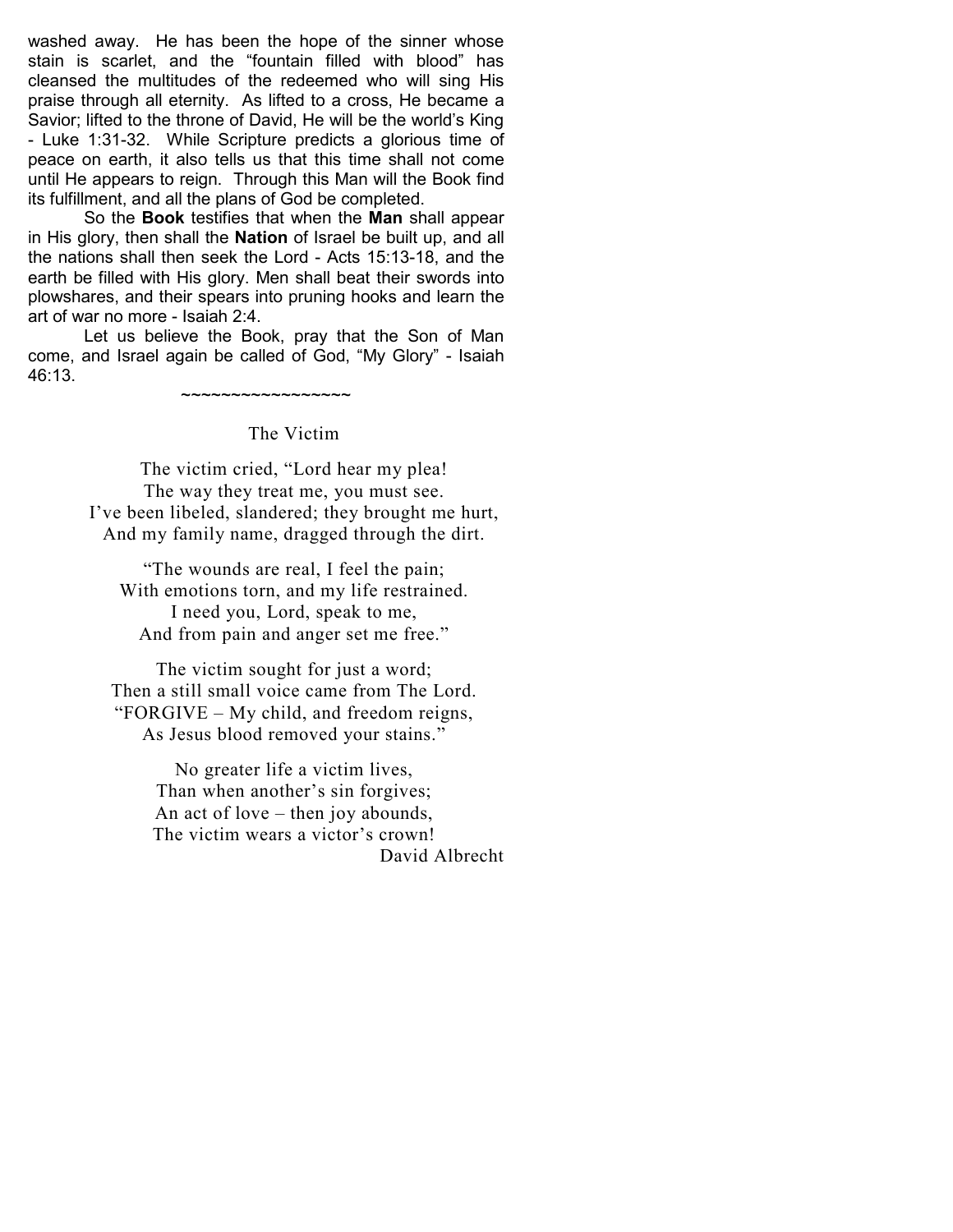washed away. He has been the hope of the sinner whose stain is scarlet, and the "fountain filled with blood" has cleansed the multitudes of the redeemed who will sing His praise through all eternity. As lifted to a cross, He became a Savior; lifted to the throne of David, He will be the world's King - Luke 1:31-32. While Scripture predicts a glorious time of peace on earth, it also tells us that this time shall not come until He appears to reign. Through this Man will the Book find its fulfillment, and all the plans of God be completed.

So the **Book** testifies that when the **Man** shall appear in His glory, then shall the **Nation** of Israel be built up, and all the nations shall then seek the Lord - Acts 15:13-18, and the earth be filled with His glory. Men shall beat their swords into plowshares, and their spears into pruning hooks and learn the art of war no more - Isaiah 2:4.

Let us believe the Book, pray that the Son of Man come, and Israel again be called of God, "My Glory" - Isaiah 46:13.

~~~~~~~~~~~~~~~~~

## The Victim

The victim cried, "Lord hear my plea!  
The way they treat me, you must see.  
I've been libeled, slandered; they brought me hurt,  
And my family name, dragged through the dirt.

"The wounds are real, I feel the pain;  
With emotions torn, and my life restrained.  
I need you, Lord, speak to me,  
And from pain and anger set me free."

The victim sought for just a word;  
Then a still small voice came from The Lord.  
"FORGIVE – My child, and freedom reigns,  
As Jesus blood removed your stains."

No greater life a victim lives,  
Than when another's sin forgives;  
An act of love – then joy abounds,  
The victim wears a victor's crown!

David Albrecht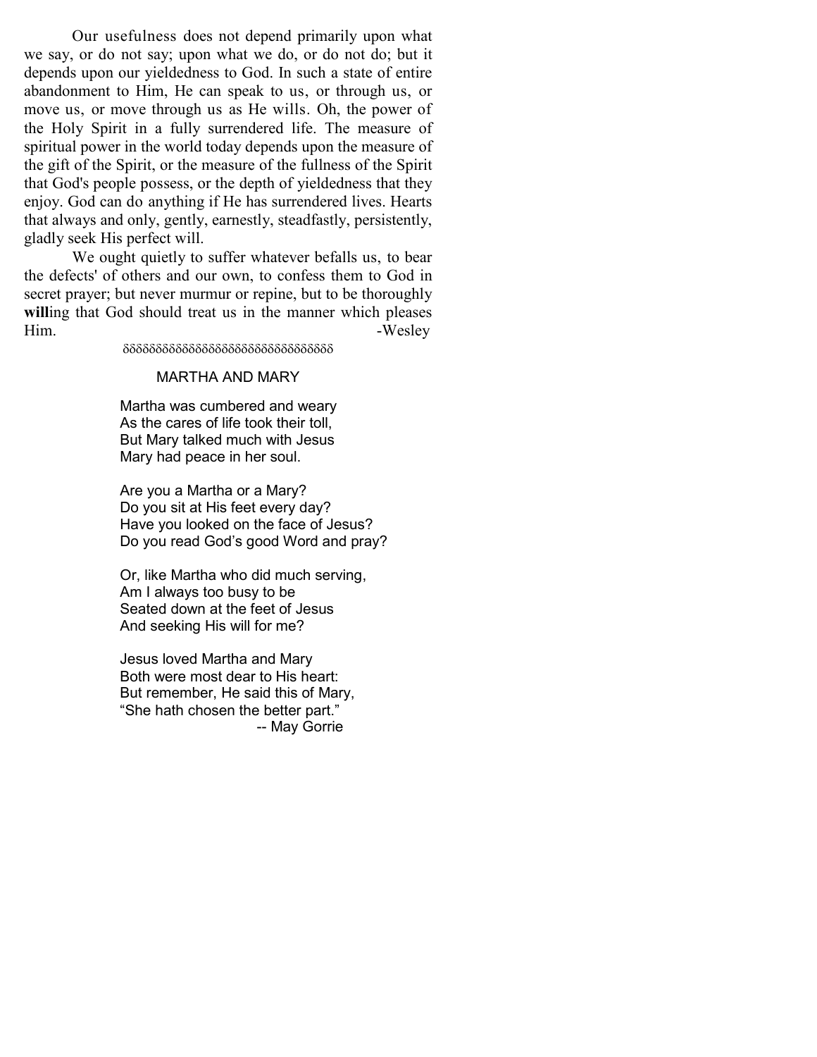Our usefulness does not depend primarily upon what we say, or do not say; upon what we do, or do not do; but it depends upon our yieldedness to God. In such a state of entire abandonment to Him, He can speak to us, or through us, or move us, or move through us as He wills. Oh, the power of the Holy Spirit in a fully surrendered life. The measure of spiritual power in the world today depends upon the measure of the gift of the Spirit, or the measure of the fullness of the Spirit that God's people possess, or the depth of yieldedness that they enjoy. God can do anything if He has surrendered lives. Hearts that always and only, gently, earnestly, steadfastly, persistently, gladly seek His perfect will.

We ought quietly to suffer whatever befalls us, to bear the defects' of others and our own, to confess them to God in secret prayer; but never murmur or repine, but to be thoroughly **will**ing that God should treat us in the manner which pleases Him. -Wesley

δδδδδδδδδδδδδδδδδδδδδδδδδδδδδδδδ

## MARTHA AND MARY

Martha was cumbered and weary
As the cares of life took their toll,
But Mary talked much with Jesus
Mary had peace in her soul.

Are you a Martha or a Mary?
Do you sit at His feet every day?
Have you looked on the face of Jesus?
Do you read God's good Word and pray?

Or, like Martha who did much serving,
Am I always too busy to be
Seated down at the feet of Jesus
And seeking His will for me?

Jesus loved Martha and Mary
Both were most dear to His heart:
But remember, He said this of Mary,
"She hath chosen the better part."

-- May Gorrie